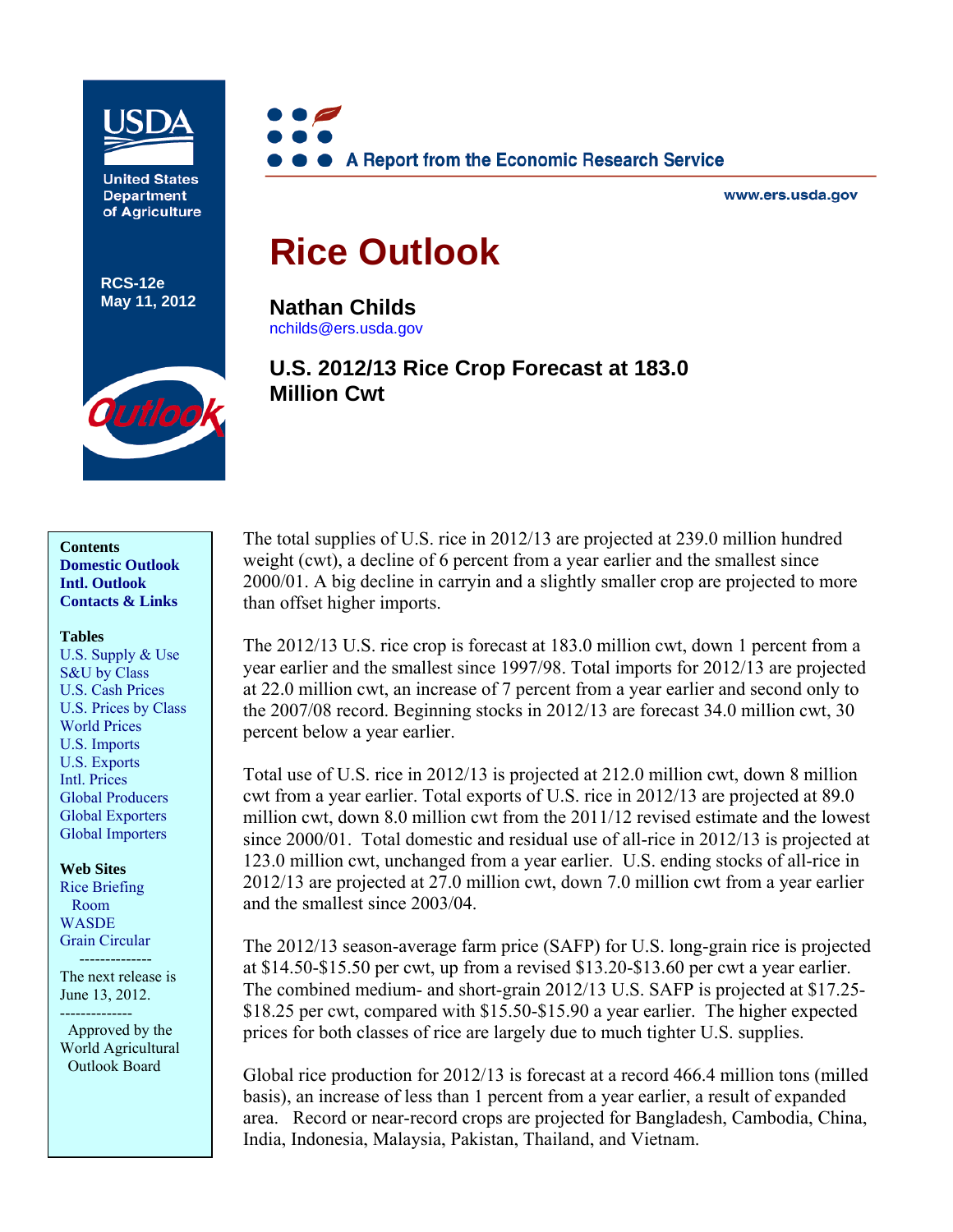USDA

United States Department of Agriculture

RCS-12e
May 11, 2012

A Report from the Economic Research Service

www.ers.usda.gov

# Rice Outlook

**Nathan Childs**
nchilds@ers.usda.gov

## U.S. 2012/13 Rice Crop Forecast at 183.0 Million Cwt

**Contents**
Domestic Outlook
Intl. Outlook
Contacts & Links

**Tables**
U.S. Supply & Use
S&U by Class
U.S. Cash Prices
U.S. Prices by Class
World Prices
U.S. Imports
U.S. Exports
Intl. Prices
Global Producers
Global Exporters
Global Importers

**Web Sites**
Rice Briefing Room
WASDE
Grain Circular

--------------

The next release is June 13, 2012.

--------------

Approved by the World Agricultural Outlook Board

The total supplies of U.S. rice in 2012/13 are projected at 239.0 million hundred weight (cwt), a decline of 6 percent from a year earlier and the smallest since 2000/01. A big decline in carryin and a slightly smaller crop are projected to more than offset higher imports.

The 2012/13 U.S. rice crop is forecast at 183.0 million cwt, down 1 percent from a year earlier and the smallest since 1997/98. Total imports for 2012/13 are projected at 22.0 million cwt, an increase of 7 percent from a year earlier and second only to the 2007/08 record. Beginning stocks in 2012/13 are forecast 34.0 million cwt, 30 percent below a year earlier.

Total use of U.S. rice in 2012/13 is projected at 212.0 million cwt, down 8 million cwt from a year earlier. Total exports of U.S. rice in 2012/13 are projected at 89.0 million cwt, down 8.0 million cwt from the 2011/12 revised estimate and the lowest since 2000/01. Total domestic and residual use of all-rice in 2012/13 is projected at 123.0 million cwt, unchanged from a year earlier. U.S. ending stocks of all-rice in 2012/13 are projected at 27.0 million cwt, down 7.0 million cwt from a year earlier and the smallest since 2003/04.

The 2012/13 season-average farm price (SAFP) for U.S. long-grain rice is projected at $14.50-$15.50 per cwt, up from a revised $13.20-$13.60 per cwt a year earlier. The combined medium- and short-grain 2012/13 U.S. SAFP is projected at $17.25-$18.25 per cwt, compared with $15.50-$15.90 a year earlier. The higher expected prices for both classes of rice are largely due to much tighter U.S. supplies.

Global rice production for 2012/13 is forecast at a record 466.4 million tons (milled basis), an increase of less than 1 percent from a year earlier, a result of expanded area. Record or near-record crops are projected for Bangladesh, Cambodia, China, India, Indonesia, Malaysia, Pakistan, Thailand, and Vietnam.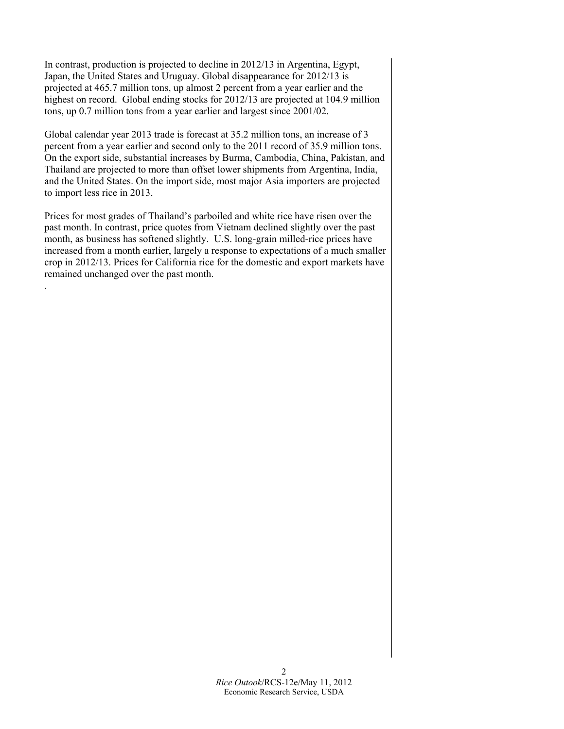In contrast, production is projected to decline in 2012/13 in Argentina, Egypt, Japan, the United States and Uruguay. Global disappearance for 2012/13 is projected at 465.7 million tons, up almost 2 percent from a year earlier and the highest on record. Global ending stocks for 2012/13 are projected at 104.9 million tons, up 0.7 million tons from a year earlier and largest since 2001/02.

Global calendar year 2013 trade is forecast at 35.2 million tons, an increase of 3 percent from a year earlier and second only to the 2011 record of 35.9 million tons. On the export side, substantial increases by Burma, Cambodia, China, Pakistan, and Thailand are projected to more than offset lower shipments from Argentina, India, and the United States. On the import side, most major Asia importers are projected to import less rice in 2013.

Prices for most grades of Thailand's parboiled and white rice have risen over the past month. In contrast, price quotes from Vietnam declined slightly over the past month, as business has softened slightly. U.S. long-grain milled-rice prices have increased from a month earlier, largely a response to expectations of a much smaller crop in 2012/13. Prices for California rice for the domestic and export markets have remained unchanged over the past month.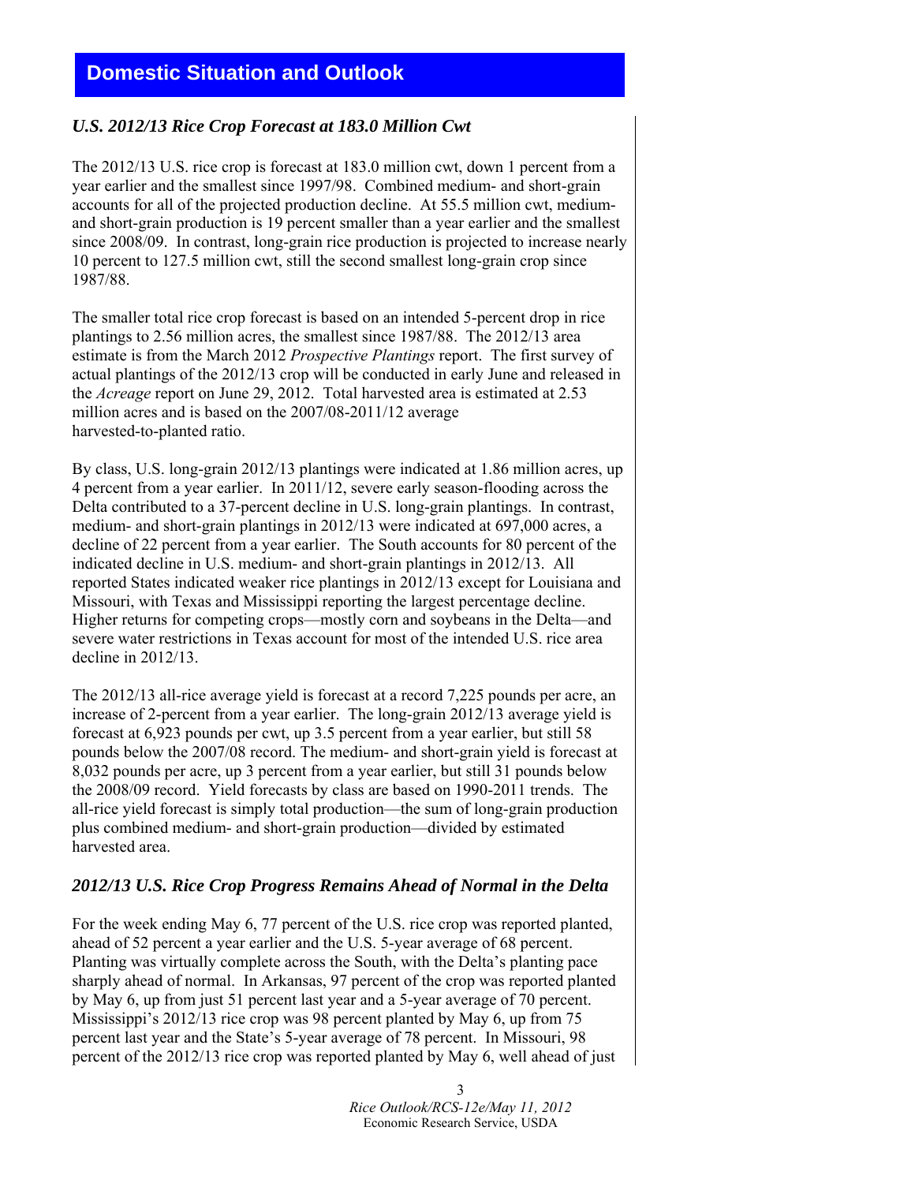## Domestic Situation and Outlook

### *U.S. 2012/13 Rice Crop Forecast at 183.0 Million Cwt*

The 2012/13 U.S. rice crop is forecast at 183.0 million cwt, down 1 percent from a year earlier and the smallest since 1997/98. Combined medium- and short-grain accounts for all of the projected production decline. At 55.5 million cwt, medium- and short-grain production is 19 percent smaller than a year earlier and the smallest since 2008/09. In contrast, long-grain rice production is projected to increase nearly 10 percent to 127.5 million cwt, still the second smallest long-grain crop since 1987/88.

The smaller total rice crop forecast is based on an intended 5-percent drop in rice plantings to 2.56 million acres, the smallest since 1987/88. The 2012/13 area estimate is from the March 2012 *Prospective Plantings* report. The first survey of actual plantings of the 2012/13 crop will be conducted in early June and released in the *Acreage* report on June 29, 2012. Total harvested area is estimated at 2.53 million acres and is based on the 2007/08-2011/12 average harvested-to-planted ratio.

By class, U.S. long-grain 2012/13 plantings were indicated at 1.86 million acres, up 4 percent from a year earlier. In 2011/12, severe early season-flooding across the Delta contributed to a 37-percent decline in U.S. long-grain plantings. In contrast, medium- and short-grain plantings in 2012/13 were indicated at 697,000 acres, a decline of 22 percent from a year earlier. The South accounts for 80 percent of the indicated decline in U.S. medium- and short-grain plantings in 2012/13. All reported States indicated weaker rice plantings in 2012/13 except for Louisiana and Missouri, with Texas and Mississippi reporting the largest percentage decline. Higher returns for competing crops—mostly corn and soybeans in the Delta—and severe water restrictions in Texas account for most of the intended U.S. rice area decline in 2012/13.

The 2012/13 all-rice average yield is forecast at a record 7,225 pounds per acre, an increase of 2-percent from a year earlier. The long-grain 2012/13 average yield is forecast at 6,923 pounds per cwt, up 3.5 percent from a year earlier, but still 58 pounds below the 2007/08 record. The medium- and short-grain yield is forecast at 8,032 pounds per acre, up 3 percent from a year earlier, but still 31 pounds below the 2008/09 record. Yield forecasts by class are based on 1990-2011 trends. The all-rice yield forecast is simply total production—the sum of long-grain production plus combined medium- and short-grain production—divided by estimated harvested area.

### *2012/13 U.S. Rice Crop Progress Remains Ahead of Normal in the Delta*

For the week ending May 6, 77 percent of the U.S. rice crop was reported planted, ahead of 52 percent a year earlier and the U.S. 5-year average of 68 percent. Planting was virtually complete across the South, with the Delta's planting pace sharply ahead of normal. In Arkansas, 97 percent of the crop was reported planted by May 6, up from just 51 percent last year and a 5-year average of 70 percent. Mississippi's 2012/13 rice crop was 98 percent planted by May 6, up from 75 percent last year and the State's 5-year average of 78 percent. In Missouri, 98 percent of the 2012/13 rice crop was reported planted by May 6, well ahead of just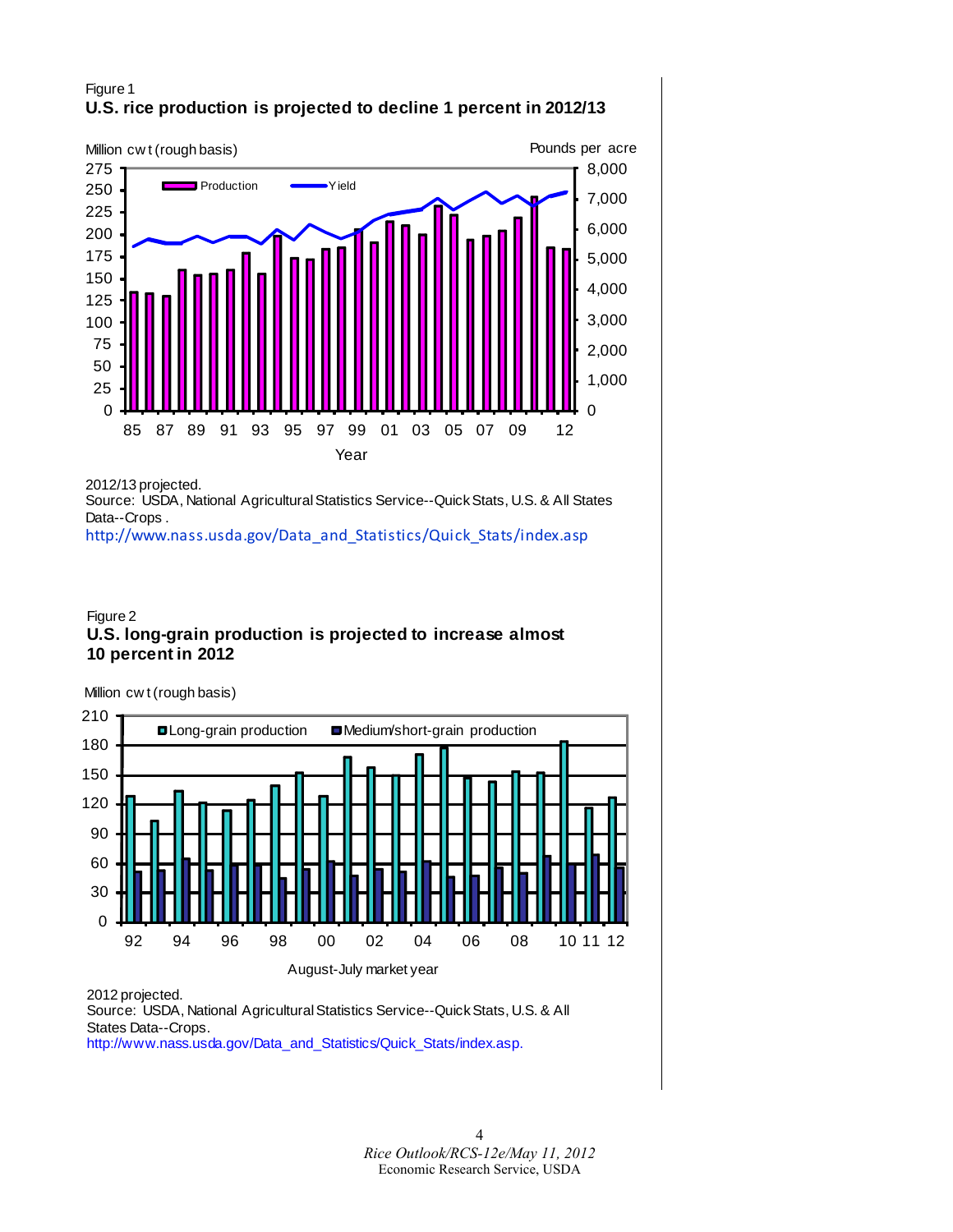Figure 1

**U.S. rice production is projected to decline 1 percent in 2012/13**

Million cwt (rough basis) | Pounds per acre

2012/13 projected.

Source: USDA, National Agricultural Statistics Service--Quick Stats, U.S. & All States Data--Crops .

http://www.nass.usda.gov/Data_and_Statistics/Quick_Stats/index.asp

Figure 2

**U.S. long-grain production is projected to increase almost 10 percent in 2012**

Million cwt (rough basis)

2012 projected.

Source: USDA, National Agricultural Statistics Service--Quick Stats, U.S. & All States Data--Crops.

http://www.nass.usda.gov/Data_and_Statistics/Quick_Stats/index.asp.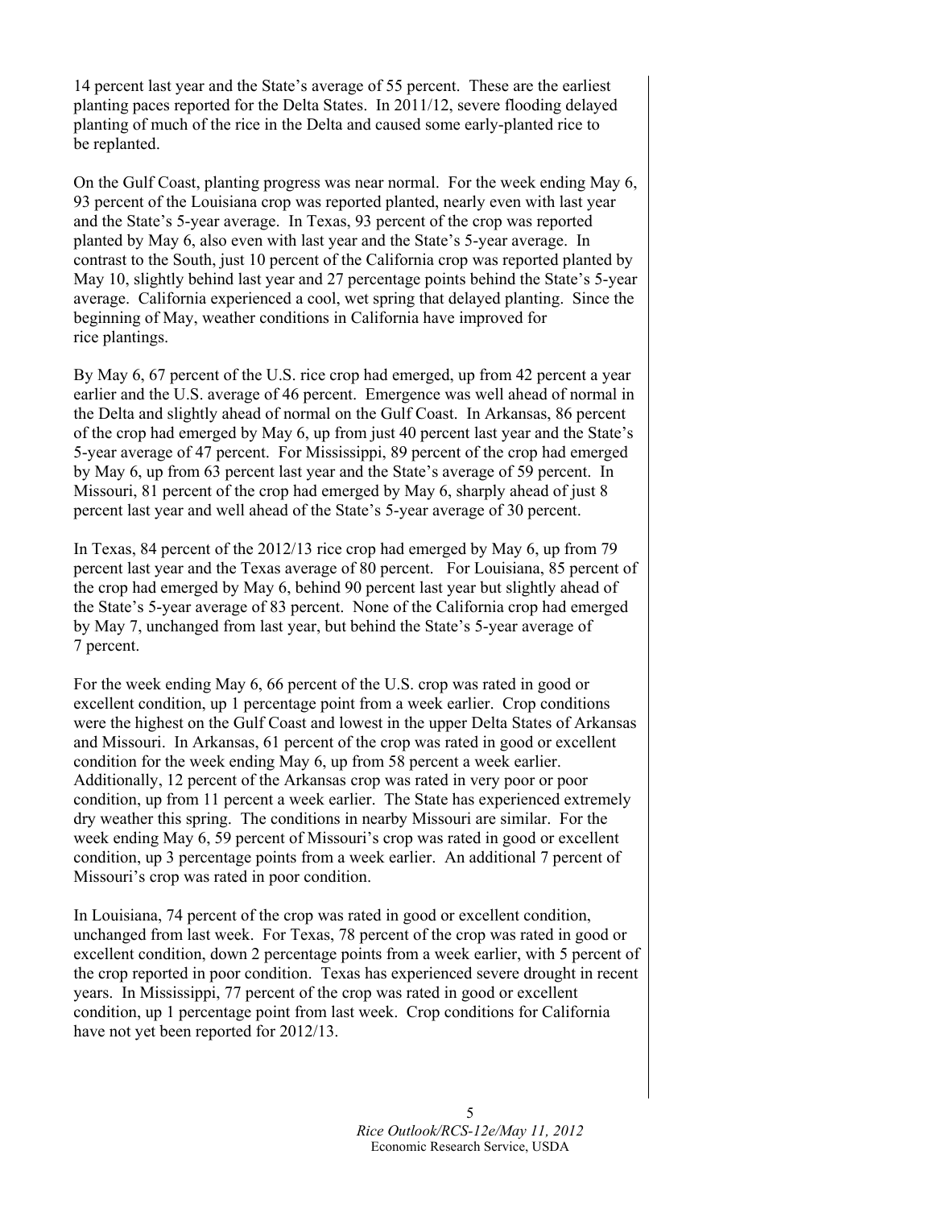14 percent last year and the State's average of 55 percent. These are the earliest planting paces reported for the Delta States. In 2011/12, severe flooding delayed planting of much of the rice in the Delta and caused some early-planted rice to be replanted.

On the Gulf Coast, planting progress was near normal. For the week ending May 6, 93 percent of the Louisiana crop was reported planted, nearly even with last year and the State's 5-year average. In Texas, 93 percent of the crop was reported planted by May 6, also even with last year and the State's 5-year average. In contrast to the South, just 10 percent of the California crop was reported planted by May 10, slightly behind last year and 27 percentage points behind the State's 5-year average. California experienced a cool, wet spring that delayed planting. Since the beginning of May, weather conditions in California have improved for rice plantings.

By May 6, 67 percent of the U.S. rice crop had emerged, up from 42 percent a year earlier and the U.S. average of 46 percent. Emergence was well ahead of normal in the Delta and slightly ahead of normal on the Gulf Coast. In Arkansas, 86 percent of the crop had emerged by May 6, up from just 40 percent last year and the State's 5-year average of 47 percent. For Mississippi, 89 percent of the crop had emerged by May 6, up from 63 percent last year and the State's average of 59 percent. In Missouri, 81 percent of the crop had emerged by May 6, sharply ahead of just 8 percent last year and well ahead of the State's 5-year average of 30 percent.

In Texas, 84 percent of the 2012/13 rice crop had emerged by May 6, up from 79 percent last year and the Texas average of 80 percent. For Louisiana, 85 percent of the crop had emerged by May 6, behind 90 percent last year but slightly ahead of the State's 5-year average of 83 percent. None of the California crop had emerged by May 7, unchanged from last year, but behind the State's 5-year average of 7 percent.

For the week ending May 6, 66 percent of the U.S. crop was rated in good or excellent condition, up 1 percentage point from a week earlier. Crop conditions were the highest on the Gulf Coast and lowest in the upper Delta States of Arkansas and Missouri. In Arkansas, 61 percent of the crop was rated in good or excellent condition for the week ending May 6, up from 58 percent a week earlier. Additionally, 12 percent of the Arkansas crop was rated in very poor or poor condition, up from 11 percent a week earlier. The State has experienced extremely dry weather this spring. The conditions in nearby Missouri are similar. For the week ending May 6, 59 percent of Missouri's crop was rated in good or excellent condition, up 3 percentage points from a week earlier. An additional 7 percent of Missouri's crop was rated in poor condition.

In Louisiana, 74 percent of the crop was rated in good or excellent condition, unchanged from last week. For Texas, 78 percent of the crop was rated in good or excellent condition, down 2 percentage points from a week earlier, with 5 percent of the crop reported in poor condition. Texas has experienced severe drought in recent years. In Mississippi, 77 percent of the crop was rated in good or excellent condition, up 1 percentage point from last week. Crop conditions for California have not yet been reported for 2012/13.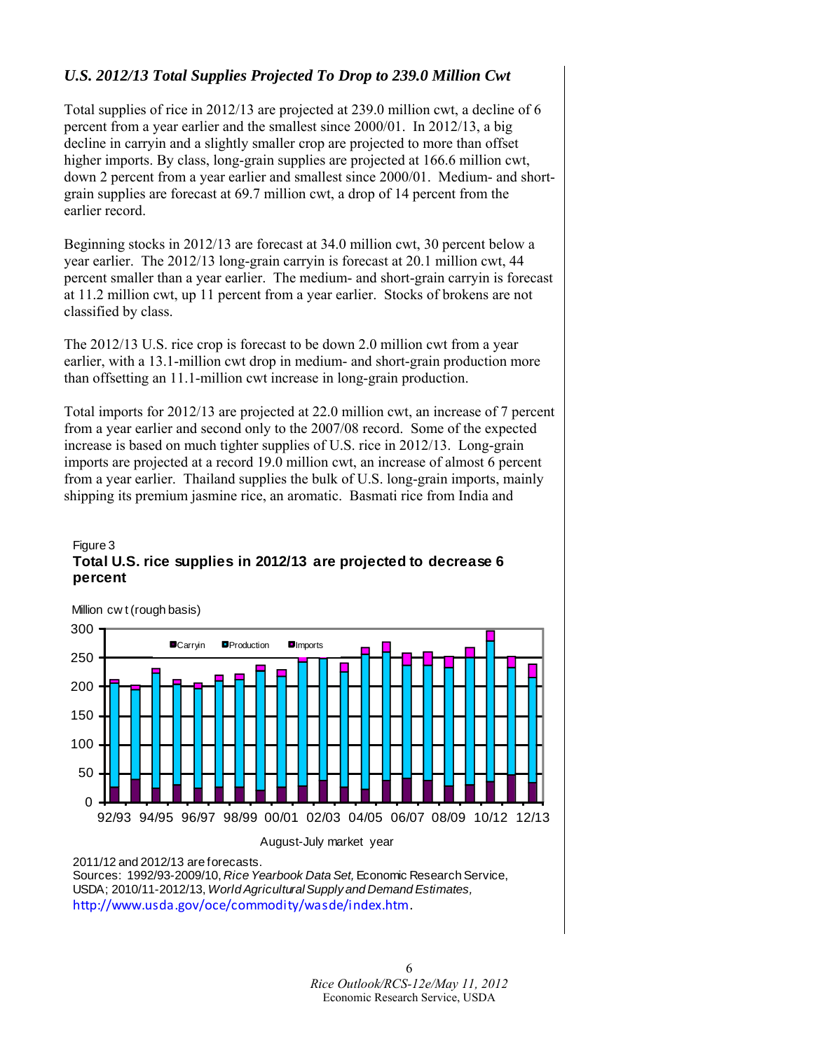### *U.S. 2012/13 Total Supplies Projected To Drop to 239.0 Million Cwt*

Total supplies of rice in 2012/13 are projected at 239.0 million cwt, a decline of 6 percent from a year earlier and the smallest since 2000/01. In 2012/13, a big decline in carryin and a slightly smaller crop are projected to more than offset higher imports. By class, long-grain supplies are projected at 166.6 million cwt, down 2 percent from a year earlier and smallest since 2000/01. Medium- and short-grain supplies are forecast at 69.7 million cwt, a drop of 14 percent from the earlier record.

Beginning stocks in 2012/13 are forecast at 34.0 million cwt, 30 percent below a year earlier. The 2012/13 long-grain carryin is forecast at 20.1 million cwt, 44 percent smaller than a year earlier. The medium- and short-grain carryin is forecast at 11.2 million cwt, up 11 percent from a year earlier. Stocks of brokens are not classified by class.

The 2012/13 U.S. rice crop is forecast to be down 2.0 million cwt from a year earlier, with a 13.1-million cwt drop in medium- and short-grain production more than offsetting an 11.1-million cwt increase in long-grain production.

Total imports for 2012/13 are projected at 22.0 million cwt, an increase of 7 percent from a year earlier and second only to the 2007/08 record. Some of the expected increase is based on much tighter supplies of U.S. rice in 2012/13. Long-grain imports are projected at a record 19.0 million cwt, an increase of almost 6 percent from a year earlier. Thailand supplies the bulk of U.S. long-grain imports, mainly shipping its premium jasmine rice, an aromatic. Basmati rice from India and

Figure 3

**Total U.S. rice supplies in 2012/13 are projected to decrease 6 percent**

Million cwt (rough basis)

Legend: Carryin, Production, Imports

August-July market year

2011/12 and 2012/13 are forecasts.

Sources: 1992/93-2009/10, *Rice Yearbook Data Set,* Economic Research Service, USDA; 2010/11-2012/13, *World Agricultural Supply and Demand Estimates,* http://www.usda.gov/oce/commodity/wasde/index.htm.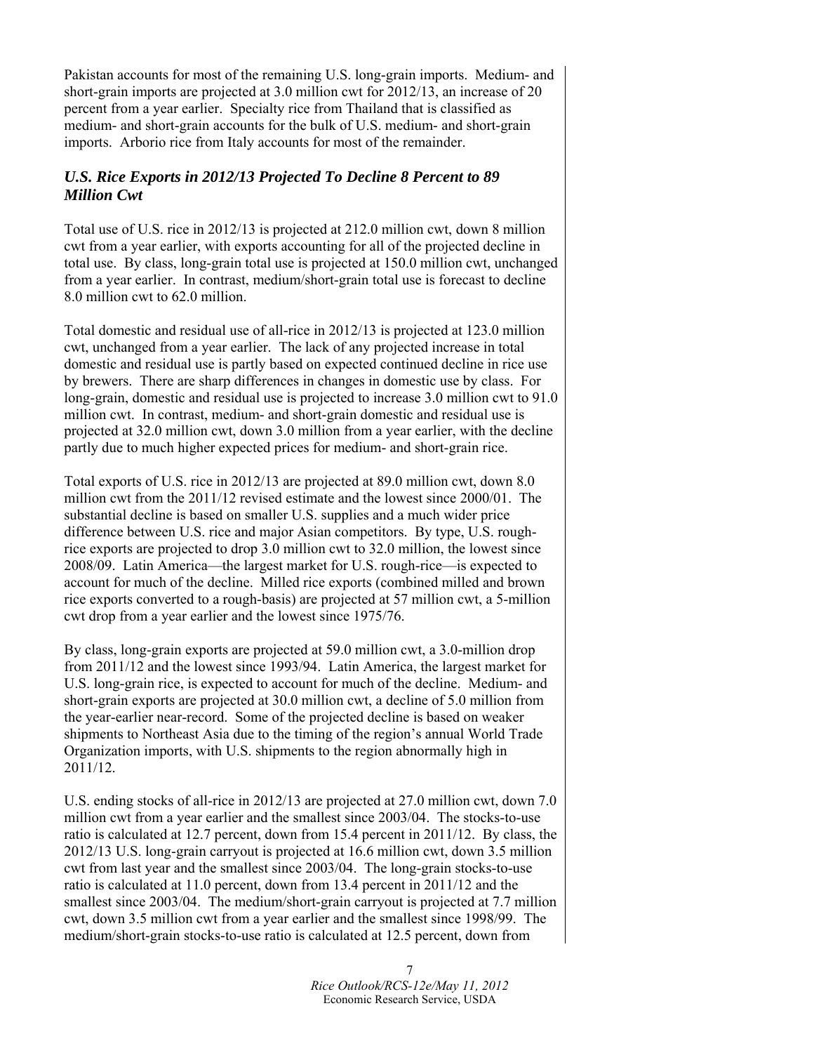Pakistan accounts for most of the remaining U.S. long-grain imports. Medium- and short-grain imports are projected at 3.0 million cwt for 2012/13, an increase of 20 percent from a year earlier. Specialty rice from Thailand that is classified as medium- and short-grain accounts for the bulk of U.S. medium- and short-grain imports. Arborio rice from Italy accounts for most of the remainder.

### *U.S. Rice Exports in 2012/13 Projected To Decline 8 Percent to 89 Million Cwt*

Total use of U.S. rice in 2012/13 is projected at 212.0 million cwt, down 8 million cwt from a year earlier, with exports accounting for all of the projected decline in total use. By class, long-grain total use is projected at 150.0 million cwt, unchanged from a year earlier. In contrast, medium/short-grain total use is forecast to decline 8.0 million cwt to 62.0 million.

Total domestic and residual use of all-rice in 2012/13 is projected at 123.0 million cwt, unchanged from a year earlier. The lack of any projected increase in total domestic and residual use is partly based on expected continued decline in rice use by brewers. There are sharp differences in changes in domestic use by class. For long-grain, domestic and residual use is projected to increase 3.0 million cwt to 91.0 million cwt. In contrast, medium- and short-grain domestic and residual use is projected at 32.0 million cwt, down 3.0 million from a year earlier, with the decline partly due to much higher expected prices for medium- and short-grain rice.

Total exports of U.S. rice in 2012/13 are projected at 89.0 million cwt, down 8.0 million cwt from the 2011/12 revised estimate and the lowest since 2000/01. The substantial decline is based on smaller U.S. supplies and a much wider price difference between U.S. rice and major Asian competitors. By type, U.S. rough-rice exports are projected to drop 3.0 million cwt to 32.0 million, the lowest since 2008/09. Latin America—the largest market for U.S. rough-rice—is expected to account for much of the decline. Milled rice exports (combined milled and brown rice exports converted to a rough-basis) are projected at 57 million cwt, a 5-million cwt drop from a year earlier and the lowest since 1975/76.

By class, long-grain exports are projected at 59.0 million cwt, a 3.0-million drop from 2011/12 and the lowest since 1993/94. Latin America, the largest market for U.S. long-grain rice, is expected to account for much of the decline. Medium- and short-grain exports are projected at 30.0 million cwt, a decline of 5.0 million from the year-earlier near-record. Some of the projected decline is based on weaker shipments to Northeast Asia due to the timing of the region's annual World Trade Organization imports, with U.S. shipments to the region abnormally high in 2011/12.

U.S. ending stocks of all-rice in 2012/13 are projected at 27.0 million cwt, down 7.0 million cwt from a year earlier and the smallest since 2003/04. The stocks-to-use ratio is calculated at 12.7 percent, down from 15.4 percent in 2011/12. By class, the 2012/13 U.S. long-grain carryout is projected at 16.6 million cwt, down 3.5 million cwt from last year and the smallest since 2003/04. The long-grain stocks-to-use ratio is calculated at 11.0 percent, down from 13.4 percent in 2011/12 and the smallest since 2003/04. The medium/short-grain carryout is projected at 7.7 million cwt, down 3.5 million cwt from a year earlier and the smallest since 1998/99. The medium/short-grain stocks-to-use ratio is calculated at 12.5 percent, down from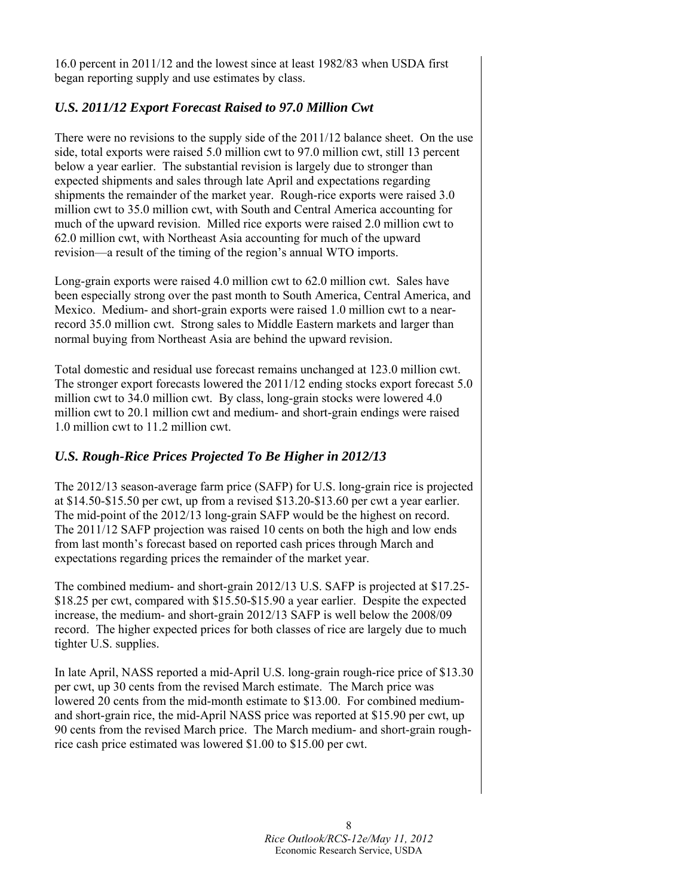16.0 percent in 2011/12 and the lowest since at least 1982/83 when USDA first began reporting supply and use estimates by class.

### *U.S. 2011/12 Export Forecast Raised to 97.0 Million Cwt*

There were no revisions to the supply side of the 2011/12 balance sheet. On the use side, total exports were raised 5.0 million cwt to 97.0 million cwt, still 13 percent below a year earlier. The substantial revision is largely due to stronger than expected shipments and sales through late April and expectations regarding shipments the remainder of the market year. Rough-rice exports were raised 3.0 million cwt to 35.0 million cwt, with South and Central America accounting for much of the upward revision. Milled rice exports were raised 2.0 million cwt to 62.0 million cwt, with Northeast Asia accounting for much of the upward revision—a result of the timing of the region's annual WTO imports.

Long-grain exports were raised 4.0 million cwt to 62.0 million cwt. Sales have been especially strong over the past month to South America, Central America, and Mexico. Medium- and short-grain exports were raised 1.0 million cwt to a near-record 35.0 million cwt. Strong sales to Middle Eastern markets and larger than normal buying from Northeast Asia are behind the upward revision.

Total domestic and residual use forecast remains unchanged at 123.0 million cwt. The stronger export forecasts lowered the 2011/12 ending stocks export forecast 5.0 million cwt to 34.0 million cwt. By class, long-grain stocks were lowered 4.0 million cwt to 20.1 million cwt and medium- and short-grain endings were raised 1.0 million cwt to 11.2 million cwt.

### *U.S. Rough-Rice Prices Projected To Be Higher in 2012/13*

The 2012/13 season-average farm price (SAFP) for U.S. long-grain rice is projected at $14.50-$15.50 per cwt, up from a revised $13.20-$13.60 per cwt a year earlier. The mid-point of the 2012/13 long-grain SAFP would be the highest on record. The 2011/12 SAFP projection was raised 10 cents on both the high and low ends from last month's forecast based on reported cash prices through March and expectations regarding prices the remainder of the market year.

The combined medium- and short-grain 2012/13 U.S. SAFP is projected at $17.25-$18.25 per cwt, compared with $15.50-$15.90 a year earlier. Despite the expected increase, the medium- and short-grain 2012/13 SAFP is well below the 2008/09 record. The higher expected prices for both classes of rice are largely due to much tighter U.S. supplies.

In late April, NASS reported a mid-April U.S. long-grain rough-rice price of $13.30 per cwt, up 30 cents from the revised March estimate. The March price was lowered 20 cents from the mid-month estimate to $13.00. For combined medium- and short-grain rice, the mid-April NASS price was reported at $15.90 per cwt, up 90 cents from the revised March price. The March medium- and short-grain rough-rice cash price estimated was lowered $1.00 to $15.00 per cwt.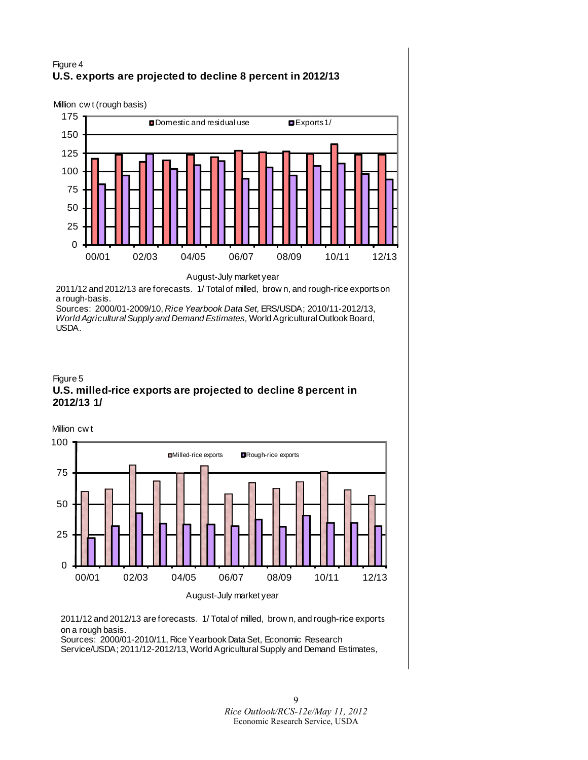Figure 4
**U.S. exports are projected to decline 8 percent in 2012/13**

Million cwt (rough basis)

August-July market year

2011/12 and 2012/13 are forecasts. 1/ Total of milled, brown, and rough-rice exports on a rough-basis.
Sources: 2000/01-2009/10, *Rice Yearbook Data Set,* ERS/USDA; 2010/11-2012/13, *World Agricultural Supply and Demand Estimates,* World Agricultural Outlook Board, USDA.

Figure 5
**U.S. milled-rice exports are projected to decline 8 percent in 2012/13 1/**

Million cwt

August-July market year

2011/12 and 2012/13 are forecasts. 1/ Total of milled, brown, and rough-rice exports on a rough basis.
Sources: 2000/01-2010/11, Rice Yearbook Data Set, Economic Research Service/USDA; 2011/12-2012/13, World Agricultural Supply and Demand Estimates,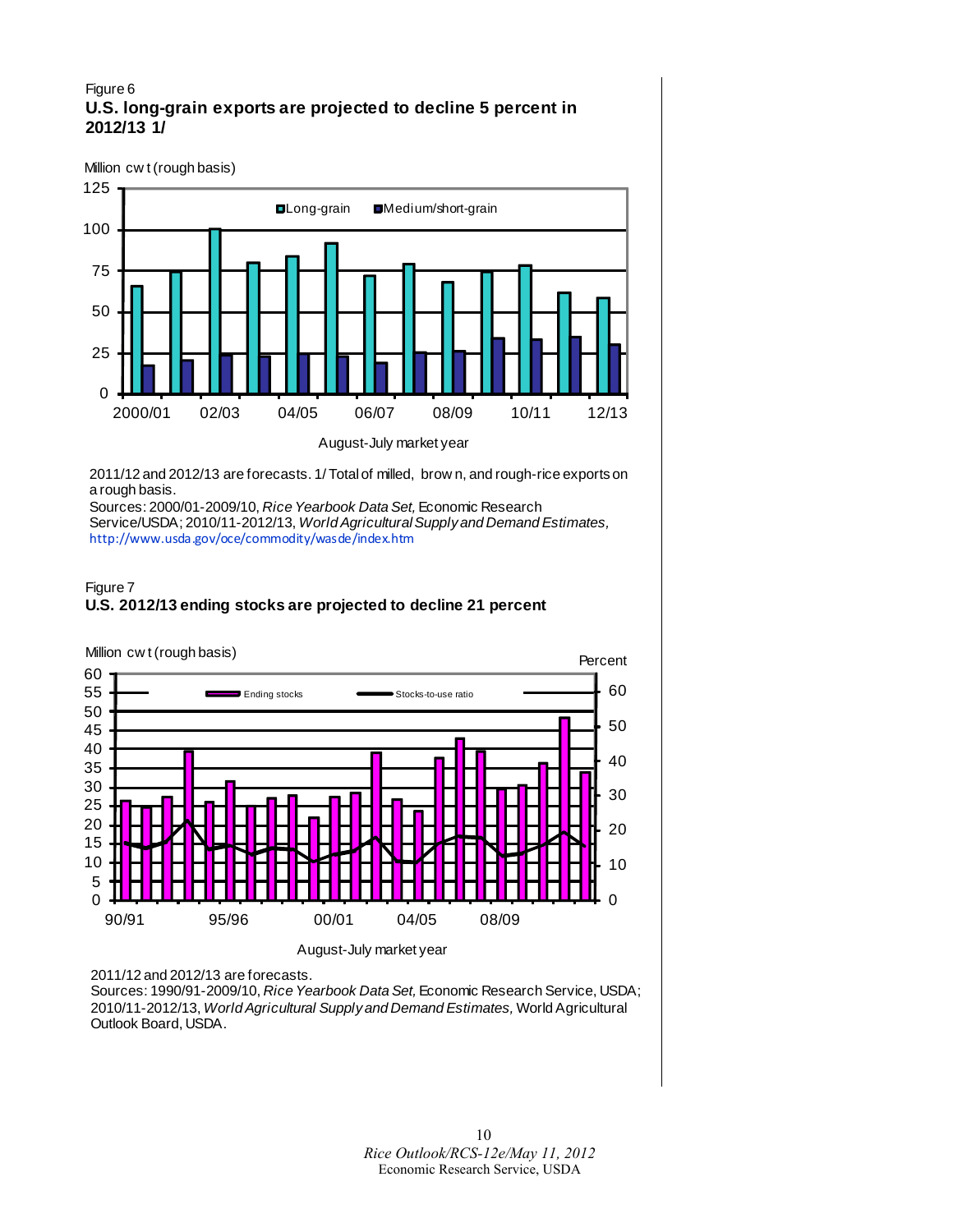Figure 6

**U.S. long-grain exports are projected to decline 5 percent in 2012/13 1/**

Million cwt (rough basis)

August-July market year

2011/12 and 2012/13 are forecasts. 1/ Total of milled, brown, and rough-rice exports on a rough basis.
Sources: 2000/01-2009/10, *Rice Yearbook Data Set,* Economic Research Service/USDA; 2010/11-2012/13, *World Agricultural Supply and Demand Estimates,* http://www.usda.gov/oce/commodity/wasde/index.htm

Figure 7

**U.S. 2012/13 ending stocks are projected to decline 21 percent**

Million cwt (rough basis)

Percent

August-July market year

2011/12 and 2012/13 are forecasts.
Sources: 1990/91-2009/10, *Rice Yearbook Data Set,* Economic Research Service, USDA; 2010/11-2012/13, *World Agricultural Supply and Demand Estimates,* World Agricultural Outlook Board, USDA.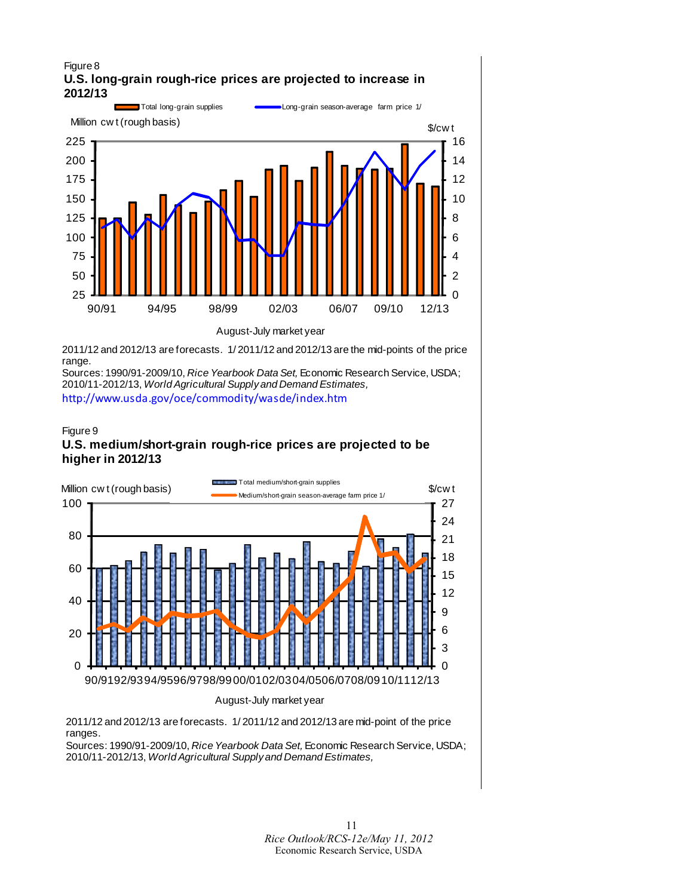Figure 8

**U.S. long-grain rough-rice prices are projected to increase in 2012/13**

2011/12 and 2012/13 are forecasts. 1/ 2011/12 and 2012/13 are the mid-points of the price range.

Sources: 1990/91-2009/10, *Rice Yearbook Data Set,* Economic Research Service, USDA; 2010/11-2012/13, *World Agricultural Supply and Demand Estimates,* http://www.usda.gov/oce/commodity/wasde/index.htm

Figure 9

**U.S. medium/short-grain rough-rice prices are projected to be higher in 2012/13**

2011/12 and 2012/13 are forecasts. 1/ 2011/12 and 2012/13 are mid-point of the price ranges.

Sources: 1990/91-2009/10, *Rice Yearbook Data Set,* Economic Research Service, USDA; 2010/11-2012/13, *World Agricultural Supply and Demand Estimates,*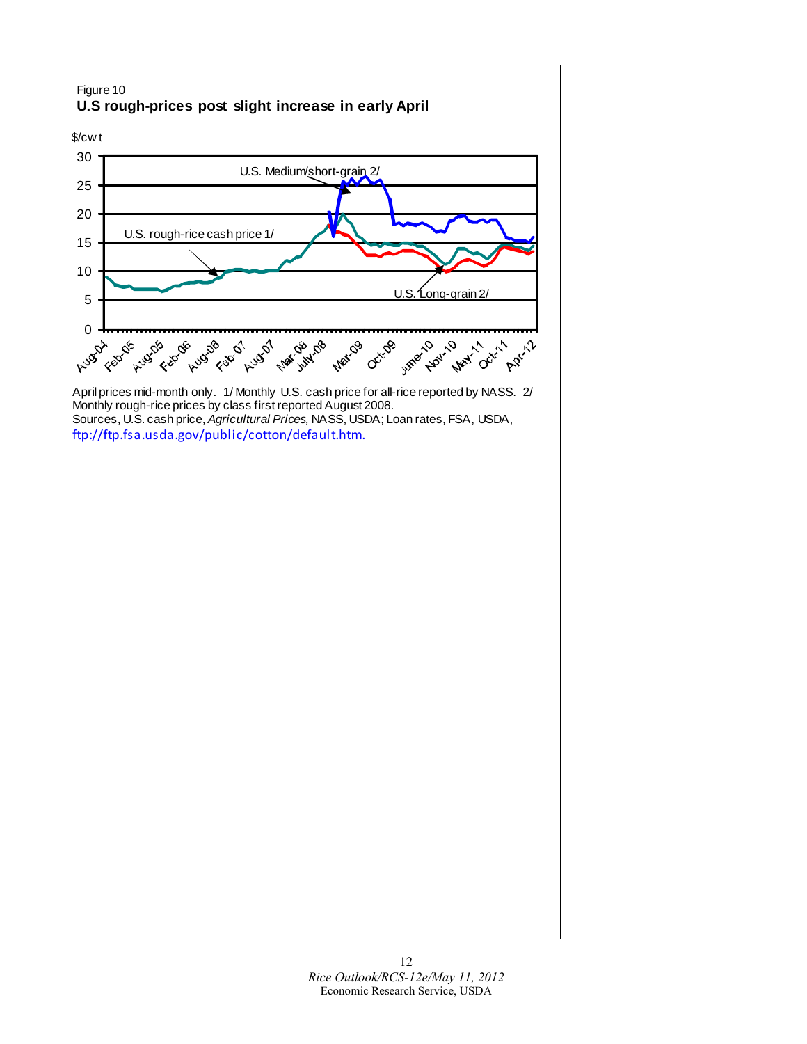Figure 10

**U.S rough-prices post slight increase in early April**

$/cwt

U.S. Medium/short-grain 2/

U.S. rough-rice cash price 1/

U.S. Long-grain 2/

April prices mid-month only. 1/ Monthly U.S. cash price for all-rice reported by NASS. 2/ Monthly rough-rice prices by class first reported August 2008.
Sources, U.S. cash price, *Agricultural Prices,* NASS, USDA; Loan rates, FSA, USDA, ftp://ftp.fsa.usda.gov/public/cotton/default.htm.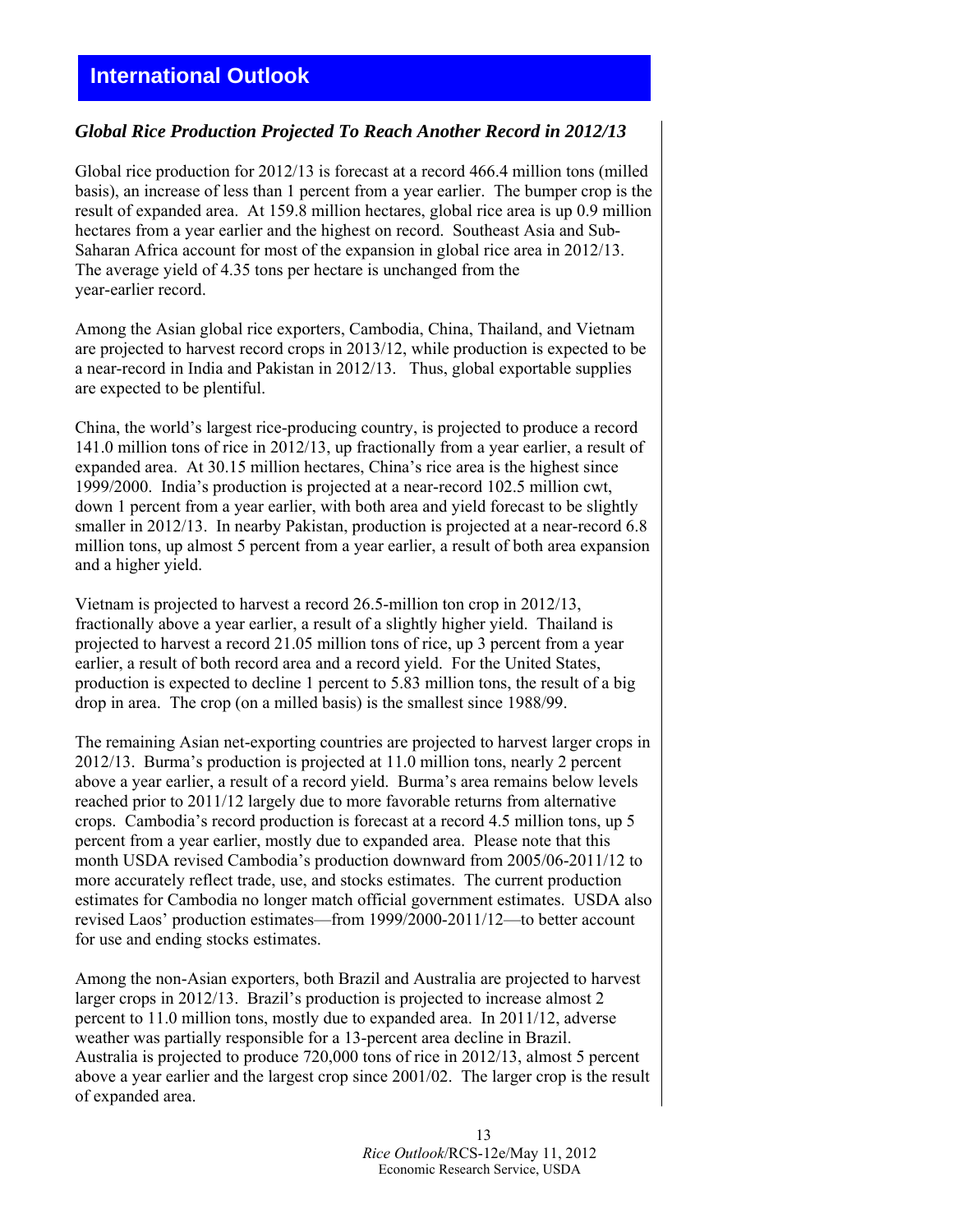# International Outlook

### *Global Rice Production Projected To Reach Another Record in 2012/13*

Global rice production for 2012/13 is forecast at a record 466.4 million tons (milled basis), an increase of less than 1 percent from a year earlier. The bumper crop is the result of expanded area. At 159.8 million hectares, global rice area is up 0.9 million hectares from a year earlier and the highest on record. Southeast Asia and Sub-Saharan Africa account for most of the expansion in global rice area in 2012/13. The average yield of 4.35 tons per hectare is unchanged from the year-earlier record.

Among the Asian global rice exporters, Cambodia, China, Thailand, and Vietnam are projected to harvest record crops in 2013/12, while production is expected to be a near-record in India and Pakistan in 2012/13. Thus, global exportable supplies are expected to be plentiful.

China, the world's largest rice-producing country, is projected to produce a record 141.0 million tons of rice in 2012/13, up fractionally from a year earlier, a result of expanded area. At 30.15 million hectares, China's rice area is the highest since 1999/2000. India's production is projected at a near-record 102.5 million cwt, down 1 percent from a year earlier, with both area and yield forecast to be slightly smaller in 2012/13. In nearby Pakistan, production is projected at a near-record 6.8 million tons, up almost 5 percent from a year earlier, a result of both area expansion and a higher yield.

Vietnam is projected to harvest a record 26.5-million ton crop in 2012/13, fractionally above a year earlier, a result of a slightly higher yield. Thailand is projected to harvest a record 21.05 million tons of rice, up 3 percent from a year earlier, a result of both record area and a record yield. For the United States, production is expected to decline 1 percent to 5.83 million tons, the result of a big drop in area. The crop (on a milled basis) is the smallest since 1988/99.

The remaining Asian net-exporting countries are projected to harvest larger crops in 2012/13. Burma's production is projected at 11.0 million tons, nearly 2 percent above a year earlier, a result of a record yield. Burma's area remains below levels reached prior to 2011/12 largely due to more favorable returns from alternative crops. Cambodia's record production is forecast at a record 4.5 million tons, up 5 percent from a year earlier, mostly due to expanded area. Please note that this month USDA revised Cambodia's production downward from 2005/06-2011/12 to more accurately reflect trade, use, and stocks estimates. The current production estimates for Cambodia no longer match official government estimates. USDA also revised Laos' production estimates—from 1999/2000-2011/12—to better account for use and ending stocks estimates.

Among the non-Asian exporters, both Brazil and Australia are projected to harvest larger crops in 2012/13. Brazil's production is projected to increase almost 2 percent to 11.0 million tons, mostly due to expanded area. In 2011/12, adverse weather was partially responsible for a 13-percent area decline in Brazil. Australia is projected to produce 720,000 tons of rice in 2012/13, almost 5 percent above a year earlier and the largest crop since 2001/02. The larger crop is the result of expanded area.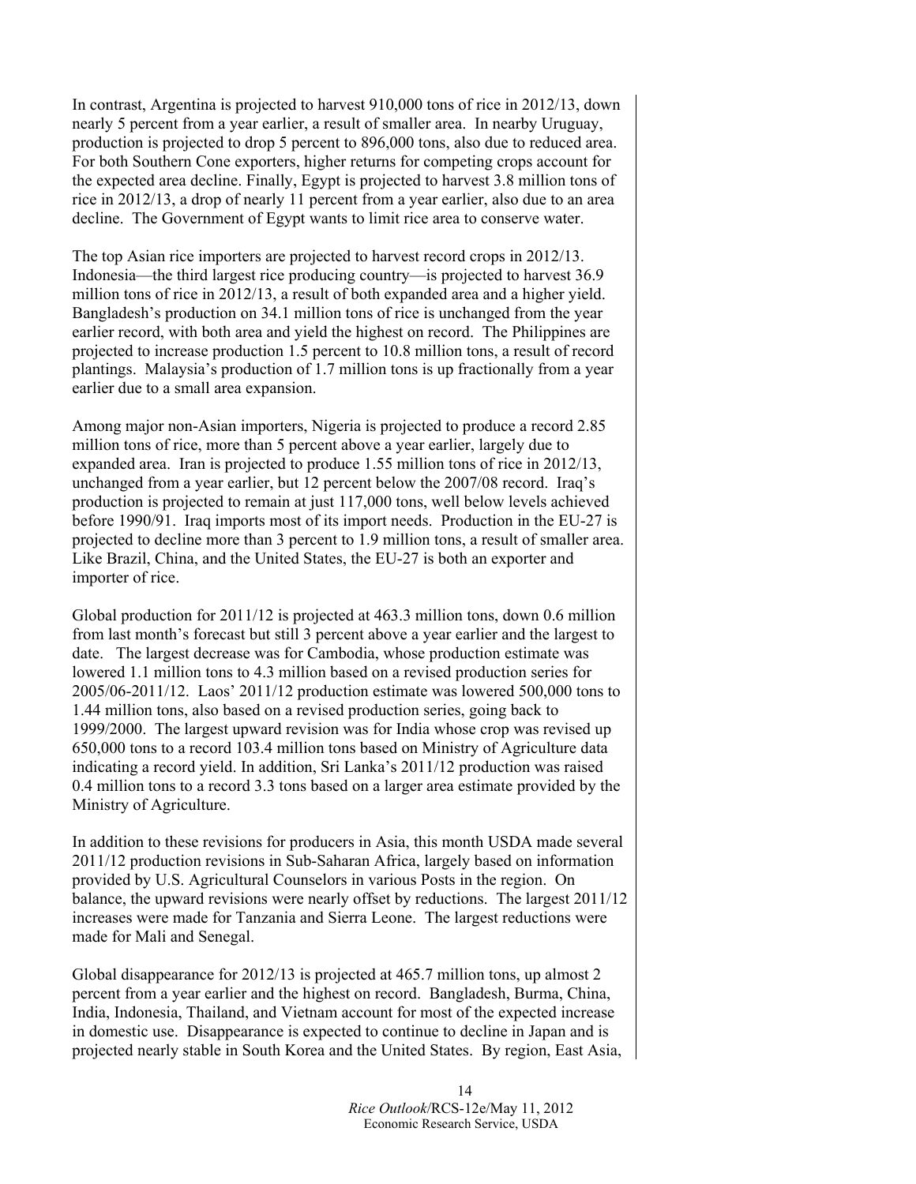In contrast, Argentina is projected to harvest 910,000 tons of rice in 2012/13, down nearly 5 percent from a year earlier, a result of smaller area. In nearby Uruguay, production is projected to drop 5 percent to 896,000 tons, also due to reduced area. For both Southern Cone exporters, higher returns for competing crops account for the expected area decline. Finally, Egypt is projected to harvest 3.8 million tons of rice in 2012/13, a drop of nearly 11 percent from a year earlier, also due to an area decline. The Government of Egypt wants to limit rice area to conserve water.

The top Asian rice importers are projected to harvest record crops in 2012/13. Indonesia—the third largest rice producing country—is projected to harvest 36.9 million tons of rice in 2012/13, a result of both expanded area and a higher yield. Bangladesh's production on 34.1 million tons of rice is unchanged from the year earlier record, with both area and yield the highest on record. The Philippines are projected to increase production 1.5 percent to 10.8 million tons, a result of record plantings. Malaysia's production of 1.7 million tons is up fractionally from a year earlier due to a small area expansion.

Among major non-Asian importers, Nigeria is projected to produce a record 2.85 million tons of rice, more than 5 percent above a year earlier, largely due to expanded area. Iran is projected to produce 1.55 million tons of rice in 2012/13, unchanged from a year earlier, but 12 percent below the 2007/08 record. Iraq's production is projected to remain at just 117,000 tons, well below levels achieved before 1990/91. Iraq imports most of its import needs. Production in the EU-27 is projected to decline more than 3 percent to 1.9 million tons, a result of smaller area. Like Brazil, China, and the United States, the EU-27 is both an exporter and importer of rice.

Global production for 2011/12 is projected at 463.3 million tons, down 0.6 million from last month's forecast but still 3 percent above a year earlier and the largest to date. The largest decrease was for Cambodia, whose production estimate was lowered 1.1 million tons to 4.3 million based on a revised production series for 2005/06-2011/12. Laos' 2011/12 production estimate was lowered 500,000 tons to 1.44 million tons, also based on a revised production series, going back to 1999/2000. The largest upward revision was for India whose crop was revised up 650,000 tons to a record 103.4 million tons based on Ministry of Agriculture data indicating a record yield. In addition, Sri Lanka's 2011/12 production was raised 0.4 million tons to a record 3.3 tons based on a larger area estimate provided by the Ministry of Agriculture.

In addition to these revisions for producers in Asia, this month USDA made several 2011/12 production revisions in Sub-Saharan Africa, largely based on information provided by U.S. Agricultural Counselors in various Posts in the region. On balance, the upward revisions were nearly offset by reductions. The largest 2011/12 increases were made for Tanzania and Sierra Leone. The largest reductions were made for Mali and Senegal.

Global disappearance for 2012/13 is projected at 465.7 million tons, up almost 2 percent from a year earlier and the highest on record. Bangladesh, Burma, China, India, Indonesia, Thailand, and Vietnam account for most of the expected increase in domestic use. Disappearance is expected to continue to decline in Japan and is projected nearly stable in South Korea and the United States. By region, East Asia,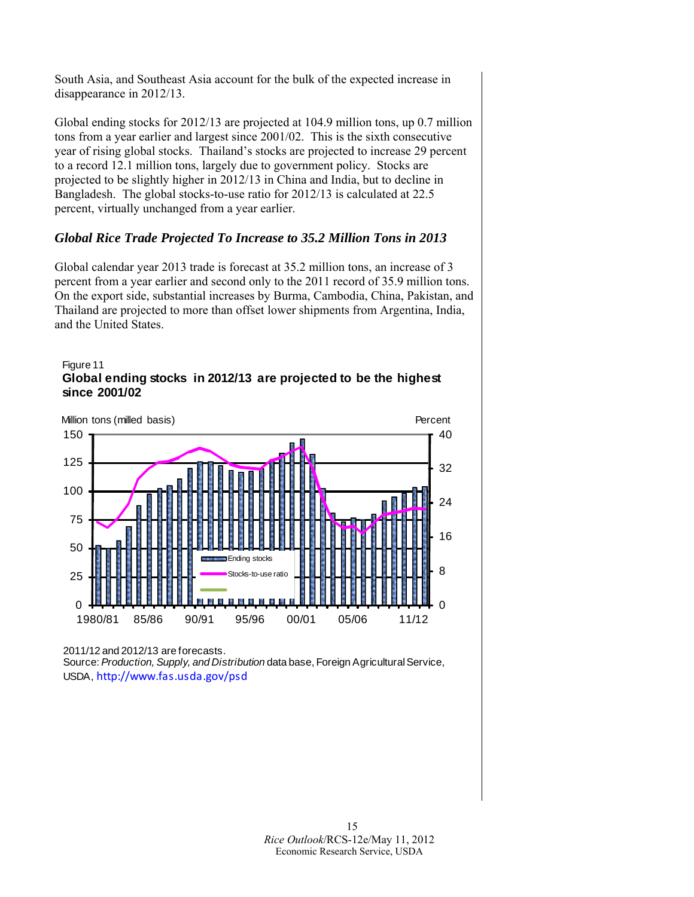South Asia, and Southeast Asia account for the bulk of the expected increase in disappearance in 2012/13.

Global ending stocks for 2012/13 are projected at 104.9 million tons, up 0.7 million tons from a year earlier and largest since 2001/02. This is the sixth consecutive year of rising global stocks. Thailand's stocks are projected to increase 29 percent to a record 12.1 million tons, largely due to government policy. Stocks are projected to be slightly higher in 2012/13 in China and India, but to decline in Bangladesh. The global stocks-to-use ratio for 2012/13 is calculated at 22.5 percent, virtually unchanged from a year earlier.

### *Global Rice Trade Projected To Increase to 35.2 Million Tons in 2013*

Global calendar year 2013 trade is forecast at 35.2 million tons, an increase of 3 percent from a year earlier and second only to the 2011 record of 35.9 million tons. On the export side, substantial increases by Burma, Cambodia, China, Pakistan, and Thailand are projected to more than offset lower shipments from Argentina, India, and the United States.

Figure 11

**Global ending stocks in 2012/13 are projected to be the highest since 2001/02**

2011/12 and 2012/13 are forecasts.

Source: *Production, Supply, and Distribution* data base, Foreign Agricultural Service, USDA, http://www.fas.usda.gov/psd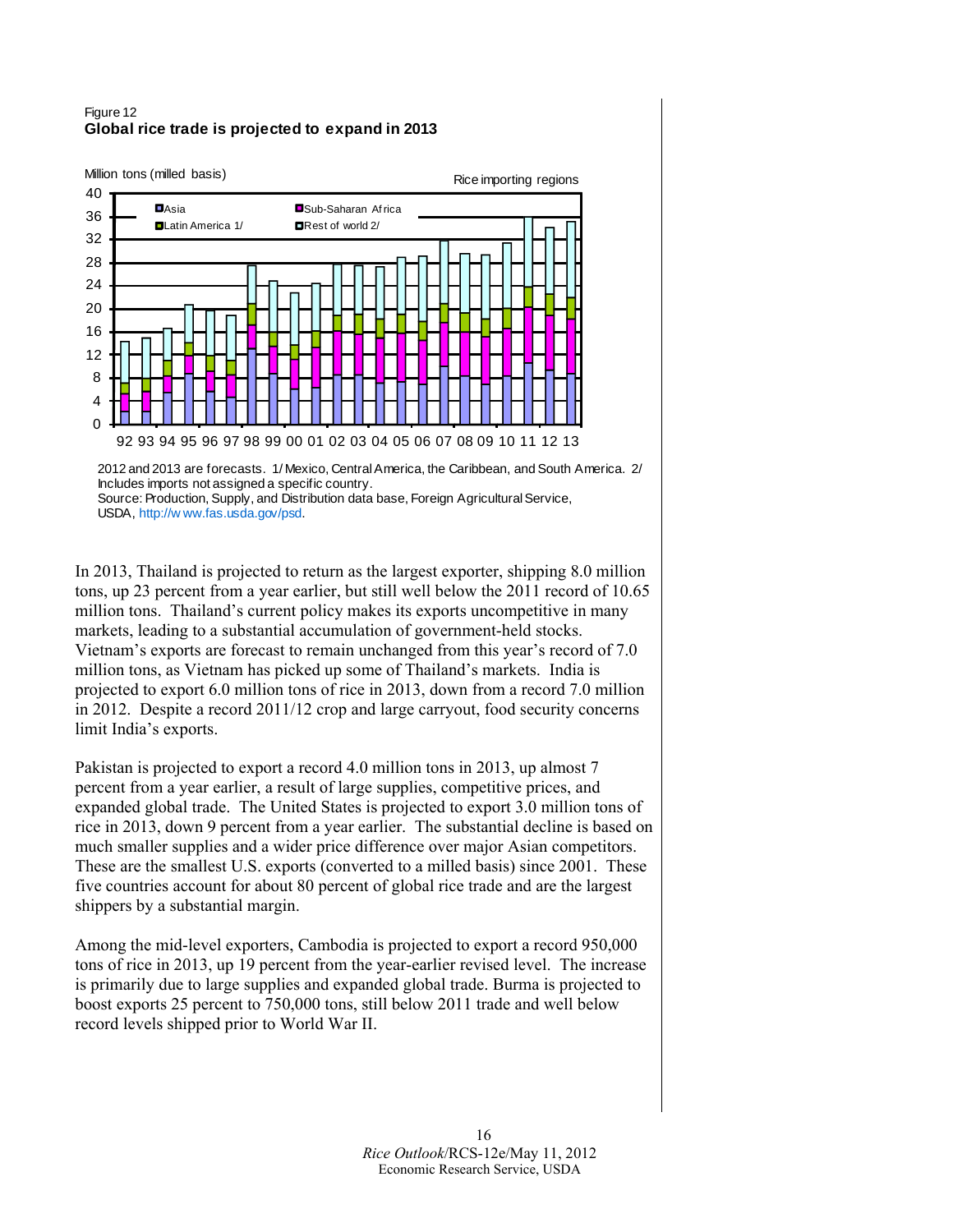Figure 12
**Global rice trade is projected to expand in 2013**

2012 and 2013 are forecasts. 1/ Mexico, Central America, the Caribbean, and South America. 2/ Includes imports not assigned a specific country.
Source: Production, Supply, and Distribution data base, Foreign Agricultural Service, USDA, http://www.fas.usda.gov/psd.

In 2013, Thailand is projected to return as the largest exporter, shipping 8.0 million tons, up 23 percent from a year earlier, but still well below the 2011 record of 10.65 million tons. Thailand's current policy makes its exports uncompetitive in many markets, leading to a substantial accumulation of government-held stocks. Vietnam's exports are forecast to remain unchanged from this year's record of 7.0 million tons, as Vietnam has picked up some of Thailand's markets. India is projected to export 6.0 million tons of rice in 2013, down from a record 7.0 million in 2012. Despite a record 2011/12 crop and large carryout, food security concerns limit India's exports.

Pakistan is projected to export a record 4.0 million tons in 2013, up almost 7 percent from a year earlier, a result of large supplies, competitive prices, and expanded global trade. The United States is projected to export 3.0 million tons of rice in 2013, down 9 percent from a year earlier. The substantial decline is based on much smaller supplies and a wider price difference over major Asian competitors. These are the smallest U.S. exports (converted to a milled basis) since 2001. These five countries account for about 80 percent of global rice trade and are the largest shippers by a substantial margin.

Among the mid-level exporters, Cambodia is projected to export a record 950,000 tons of rice in 2013, up 19 percent from the year-earlier revised level. The increase is primarily due to large supplies and expanded global trade. Burma is projected to boost exports 25 percent to 750,000 tons, still below 2011 trade and well below record levels shipped prior to World War II.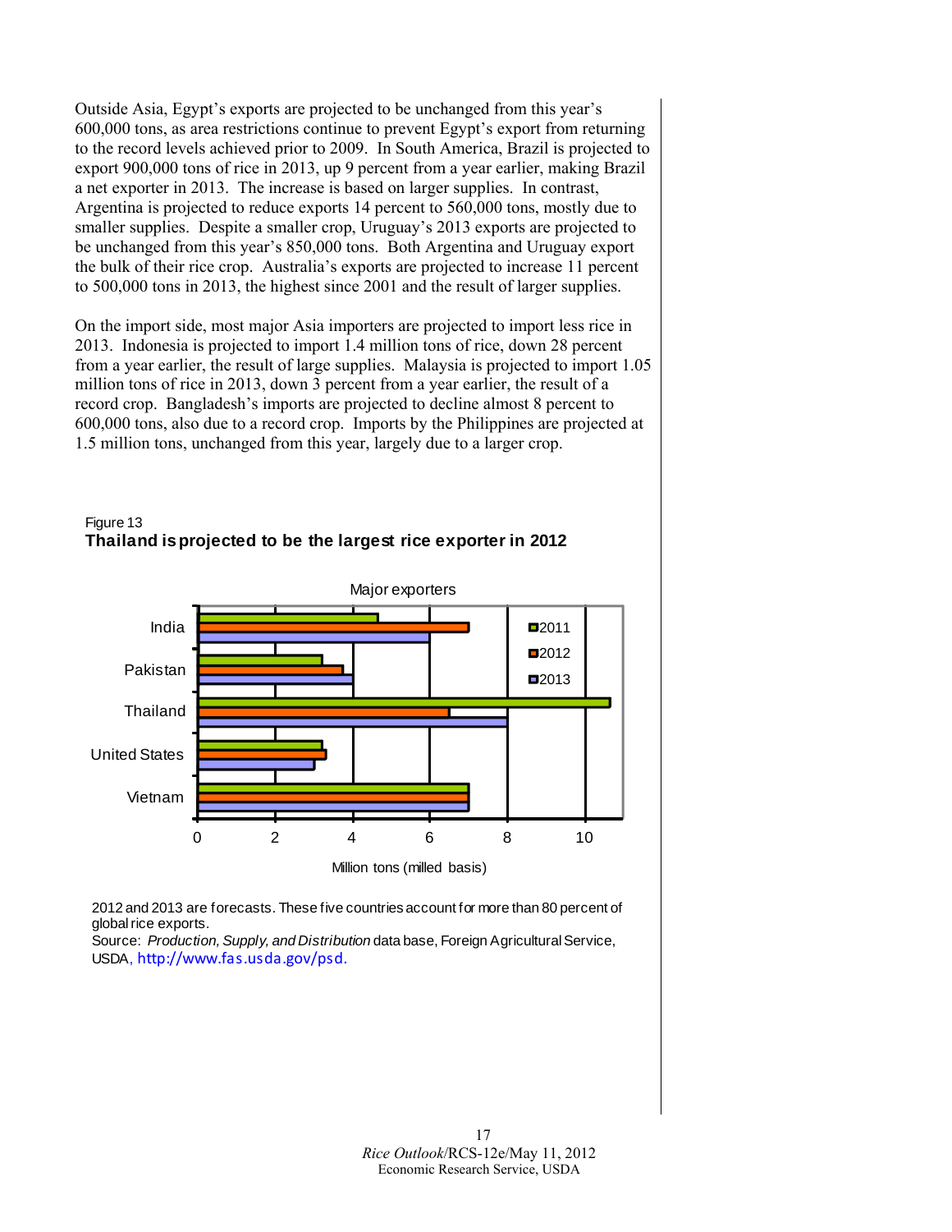Outside Asia, Egypt's exports are projected to be unchanged from this year's 600,000 tons, as area restrictions continue to prevent Egypt's export from returning to the record levels achieved prior to 2009. In South America, Brazil is projected to export 900,000 tons of rice in 2013, up 9 percent from a year earlier, making Brazil a net exporter in 2013. The increase is based on larger supplies. In contrast, Argentina is projected to reduce exports 14 percent to 560,000 tons, mostly due to smaller supplies. Despite a smaller crop, Uruguay's 2013 exports are projected to be unchanged from this year's 850,000 tons. Both Argentina and Uruguay export the bulk of their rice crop. Australia's exports are projected to increase 11 percent to 500,000 tons in 2013, the highest since 2001 and the result of larger supplies.

On the import side, most major Asia importers are projected to import less rice in 2013. Indonesia is projected to import 1.4 million tons of rice, down 28 percent from a year earlier, the result of large supplies. Malaysia is projected to import 1.05 million tons of rice in 2013, down 3 percent from a year earlier, the result of a record crop. Bangladesh's imports are projected to decline almost 8 percent to 600,000 tons, also due to a record crop. Imports by the Philippines are projected at 1.5 million tons, unchanged from this year, largely due to a larger crop.

Figure 13
**Thailand is projected to be the largest rice exporter in 2012**

Major exporters

Million tons (milled basis)

2012 and 2013 are forecasts. These five countries account for more than 80 percent of global rice exports.
Source: *Production, Supply, and Distribution* data base, Foreign Agricultural Service, USDA, http://www.fas.usda.gov/psd.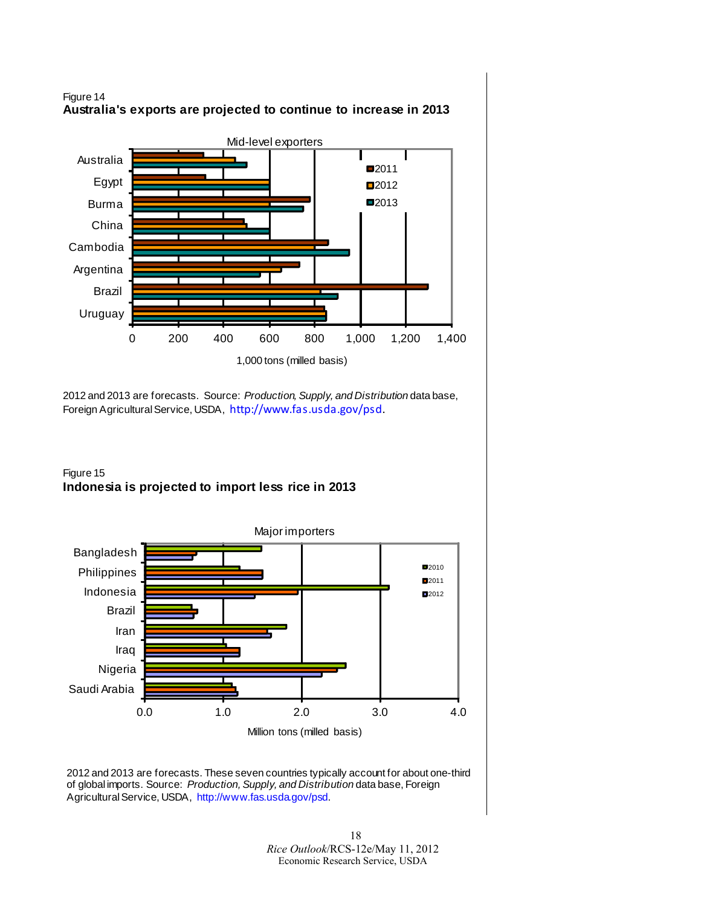Figure 14
**Australia's exports are projected to continue to increase in 2013**

Mid-level exporters

2012 and 2013 are forecasts. Source: *Production, Supply, and Distribution* data base, Foreign Agricultural Service, USDA, http://www.fas.usda.gov/psd.

Figure 15
**Indonesia is projected to import less rice in 2013**

Major importers

2012 and 2013 are forecasts. These seven countries typically account for about one-third of global imports. Source: *Production, Supply, and Distribution* data base, Foreign Agricultural Service, USDA, http://www.fas.usda.gov/psd.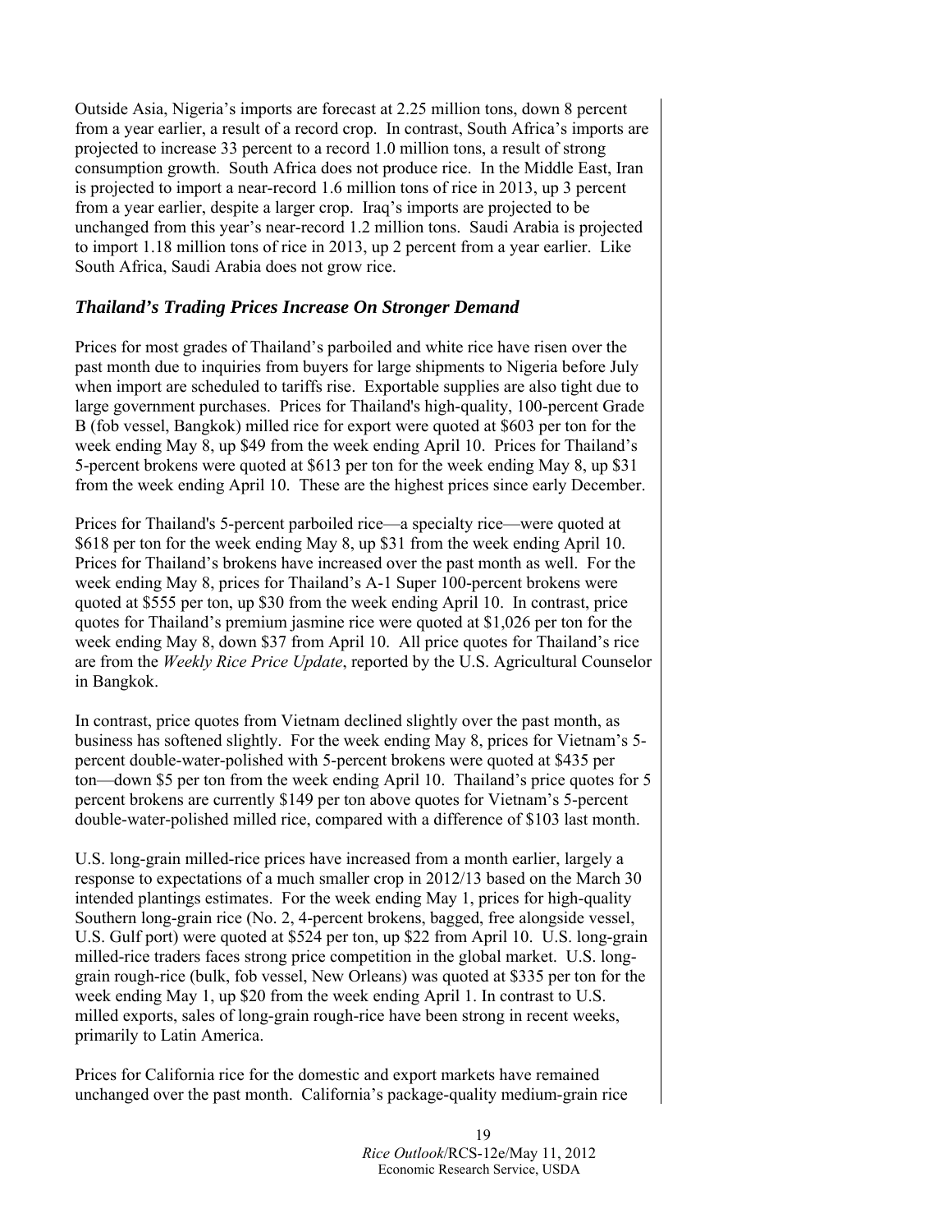Outside Asia, Nigeria's imports are forecast at 2.25 million tons, down 8 percent from a year earlier, a result of a record crop. In contrast, South Africa's imports are projected to increase 33 percent to a record 1.0 million tons, a result of strong consumption growth. South Africa does not produce rice. In the Middle East, Iran is projected to import a near-record 1.6 million tons of rice in 2013, up 3 percent from a year earlier, despite a larger crop. Iraq's imports are projected to be unchanged from this year's near-record 1.2 million tons. Saudi Arabia is projected to import 1.18 million tons of rice in 2013, up 2 percent from a year earlier. Like South Africa, Saudi Arabia does not grow rice.

### *Thailand's Trading Prices Increase On Stronger Demand*

Prices for most grades of Thailand's parboiled and white rice have risen over the past month due to inquiries from buyers for large shipments to Nigeria before July when import are scheduled to tariffs rise. Exportable supplies are also tight due to large government purchases. Prices for Thailand's high-quality, 100-percent Grade B (fob vessel, Bangkok) milled rice for export were quoted at $603 per ton for the week ending May 8, up $49 from the week ending April 10. Prices for Thailand's 5-percent brokens were quoted at $613 per ton for the week ending May 8, up $31 from the week ending April 10. These are the highest prices since early December.

Prices for Thailand's 5-percent parboiled rice—a specialty rice—were quoted at $618 per ton for the week ending May 8, up $31 from the week ending April 10. Prices for Thailand's brokens have increased over the past month as well. For the week ending May 8, prices for Thailand's A-1 Super 100-percent brokens were quoted at $555 per ton, up $30 from the week ending April 10. In contrast, price quotes for Thailand's premium jasmine rice were quoted at $1,026 per ton for the week ending May 8, down $37 from April 10. All price quotes for Thailand's rice are from the *Weekly Rice Price Update*, reported by the U.S. Agricultural Counselor in Bangkok.

In contrast, price quotes from Vietnam declined slightly over the past month, as business has softened slightly. For the week ending May 8, prices for Vietnam's 5-percent double-water-polished with 5-percent brokens were quoted at $435 per ton—down $5 per ton from the week ending April 10. Thailand's price quotes for 5 percent brokens are currently $149 per ton above quotes for Vietnam's 5-percent double-water-polished milled rice, compared with a difference of $103 last month.

U.S. long-grain milled-rice prices have increased from a month earlier, largely a response to expectations of a much smaller crop in 2012/13 based on the March 30 intended plantings estimates. For the week ending May 1, prices for high-quality Southern long-grain rice (No. 2, 4-percent brokens, bagged, free alongside vessel, U.S. Gulf port) were quoted at $524 per ton, up $22 from April 10. U.S. long-grain milled-rice traders faces strong price competition in the global market. U.S. long-grain rough-rice (bulk, fob vessel, New Orleans) was quoted at $335 per ton for the week ending May 1, up $20 from the week ending April 1. In contrast to U.S. milled exports, sales of long-grain rough-rice have been strong in recent weeks, primarily to Latin America.

Prices for California rice for the domestic and export markets have remained unchanged over the past month. California's package-quality medium-grain rice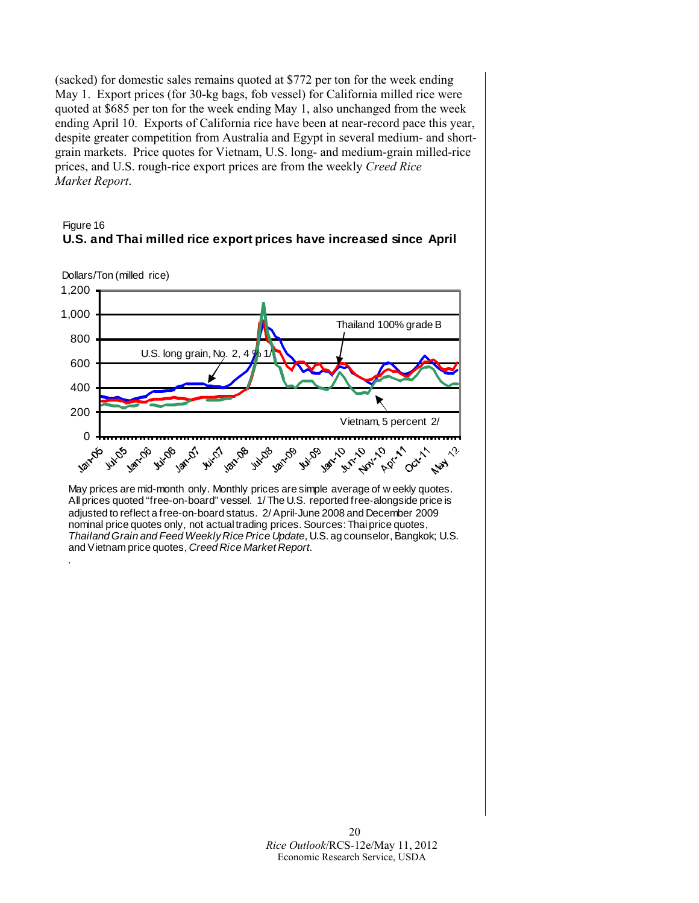(sacked) for domestic sales remains quoted at $772 per ton for the week ending May 1. Export prices (for 30-kg bags, fob vessel) for California milled rice were quoted at $685 per ton for the week ending May 1, also unchanged from the week ending April 10. Exports of California rice have been at near-record pace this year, despite greater competition from Australia and Egypt in several medium- and short-grain markets. Price quotes for Vietnam, U.S. long- and medium-grain milled-rice prices, and U.S. rough-rice export prices are from the weekly *Creed Rice Market Report*.

Figure 16

**U.S. and Thai milled rice export prices have increased since April**

Dollars/Ton (milled rice)

May prices are mid-month only. Monthly prices are simple average of weekly quotes. All prices quoted "free-on-board" vessel. 1/ The U.S. reported free-alongside price is adjusted to reflect a free-on-board status. 2/ April-June 2008 and December 2009 nominal price quotes only, not actual trading prices. Sources: Thai price quotes, *Thailand Grain and Feed Weekly Rice Price Update*, U.S. ag counselor, Bangkok; U.S. and Vietnam price quotes, *Creed Rice Market Report*.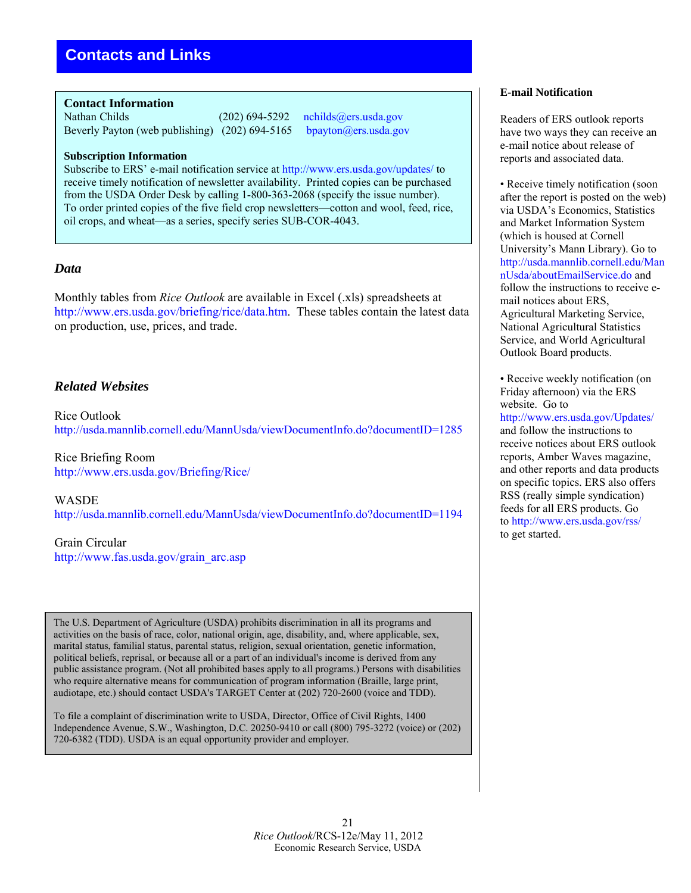# Contacts and Links

**Contact Information**

Nathan Childs (202) 694-5292 nchilds@ers.usda.gov
Beverly Payton (web publishing) (202) 694-5165 bpayton@ers.usda.gov

**Subscription Information**

Subscribe to ERS' e-mail notification service at http://www.ers.usda.gov/updates/ to receive timely notification of newsletter availability. Printed copies can be purchased from the USDA Order Desk by calling 1-800-363-2068 (specify the issue number). To order printed copies of the five field crop newsletters—cotton and wool, feed, rice, oil crops, and wheat—as a series, specify series SUB-COR-4043.

## *Data*

Monthly tables from *Rice Outlook* are available in Excel (.xls) spreadsheets at http://www.ers.usda.gov/briefing/rice/data.htm. These tables contain the latest data on production, use, prices, and trade.

## *Related Websites*

Rice Outlook
http://usda.mannlib.cornell.edu/MannUsda/viewDocumentInfo.do?documentID=1285

Rice Briefing Room
http://www.ers.usda.gov/Briefing/Rice/

WASDE
http://usda.mannlib.cornell.edu/MannUsda/viewDocumentInfo.do?documentID=1194

Grain Circular
http://www.fas.usda.gov/grain_arc.asp

The U.S. Department of Agriculture (USDA) prohibits discrimination in all its programs and activities on the basis of race, color, national origin, age, disability, and, where applicable, sex, marital status, familial status, parental status, religion, sexual orientation, genetic information, political beliefs, reprisal, or because all or a part of an individual's income is derived from any public assistance program. (Not all prohibited bases apply to all programs.) Persons with disabilities who require alternative means for communication of program information (Braille, large print, audiotape, etc.) should contact USDA's TARGET Center at (202) 720-2600 (voice and TDD).

To file a complaint of discrimination write to USDA, Director, Office of Civil Rights, 1400 Independence Avenue, S.W., Washington, D.C. 20250-9410 or call (800) 795-3272 (voice) or (202) 720-6382 (TDD). USDA is an equal opportunity provider and employer.

**E-mail Notification**

Readers of ERS outlook reports have two ways they can receive an e-mail notice about release of reports and associated data.

- Receive timely notification (soon after the report is posted on the web) via USDA's Economics, Statistics and Market Information System (which is housed at Cornell University's Mann Library). Go to http://usda.mannlib.cornell.edu/MannUsda/aboutEmailService.do and follow the instructions to receive e-mail notices about ERS, Agricultural Marketing Service, National Agricultural Statistics Service, and World Agricultural Outlook Board products.

- Receive weekly notification (on Friday afternoon) via the ERS website. Go to http://www.ers.usda.gov/Updates/ and follow the instructions to receive notices about ERS outlook reports, Amber Waves magazine, and other reports and data products on specific topics. ERS also offers RSS (really simple syndication) feeds for all ERS products. Go to http://www.ers.usda.gov/rss/ to get started.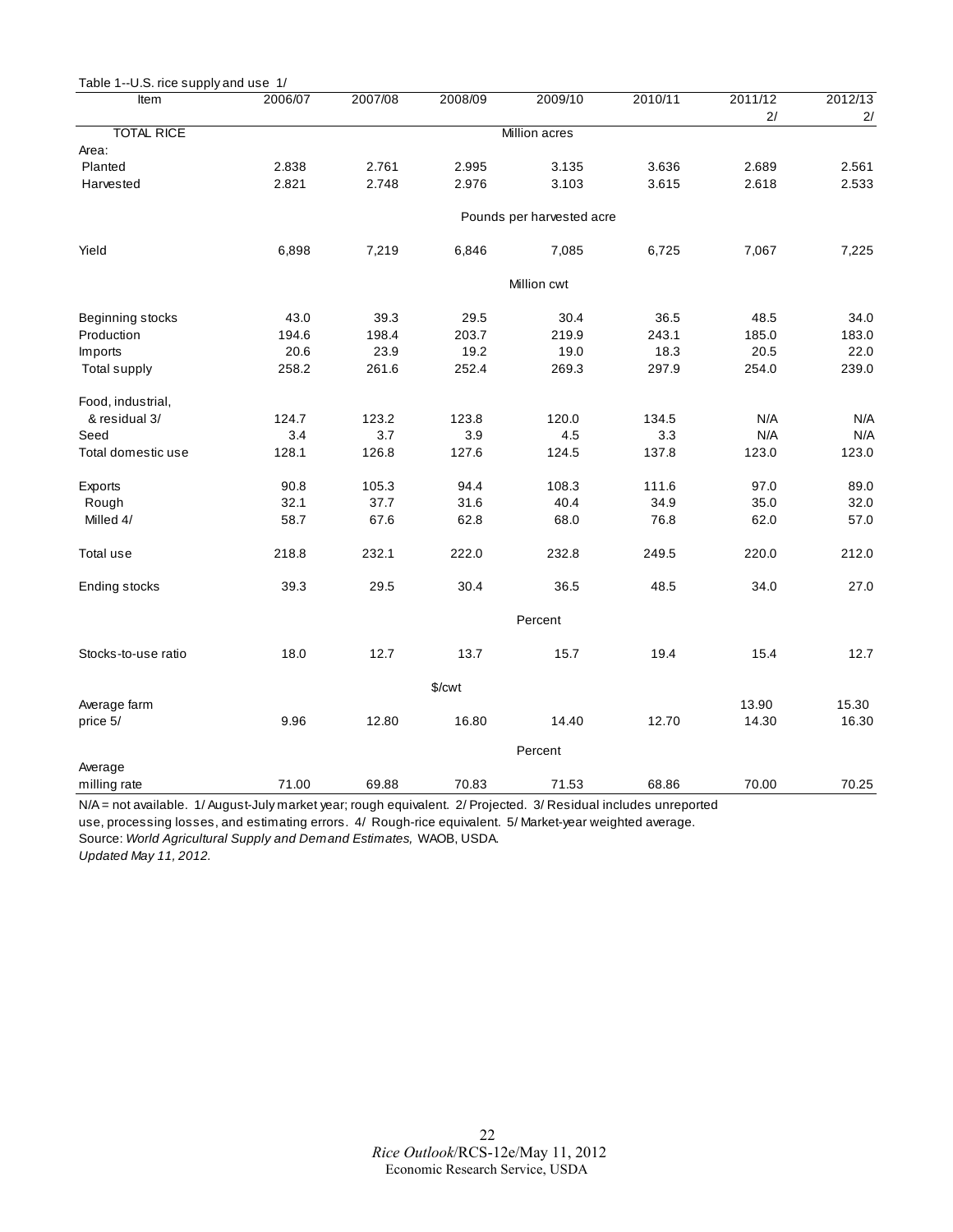Table 1--U.S. rice supply and use 1/

| Item | 2006/07 | 2007/08 | 2008/09 | 2009/10 | 2010/11 | 2011/12 2/ | 2012/13 2/ |
|---|---|---|---|---|---|---|---|
| TOTAL RICE | | | | Million acres | | | |
| Area: | | | | | | | |
| Planted | 2.838 | 2.761 | 2.995 | 3.135 | 3.636 | 2.689 | 2.561 |
| Harvested | 2.821 | 2.748 | 2.976 | 3.103 | 3.615 | 2.618 | 2.533 |
| | | | | Pounds per harvested acre | | | |
| Yield | 6,898 | 7,219 | 6,846 | 7,085 | 6,725 | 7,067 | 7,225 |
| | | | | Million cwt | | | |
| Beginning stocks | 43.0 | 39.3 | 29.5 | 30.4 | 36.5 | 48.5 | 34.0 |
| Production | 194.6 | 198.4 | 203.7 | 219.9 | 243.1 | 185.0 | 183.0 |
| Imports | 20.6 | 23.9 | 19.2 | 19.0 | 18.3 | 20.5 | 22.0 |
| Total supply | 258.2 | 261.6 | 252.4 | 269.3 | 297.9 | 254.0 | 239.0 |
| Food, industrial, & residual 3/ | 124.7 | 123.2 | 123.8 | 120.0 | 134.5 | N/A | N/A |
| Seed | 3.4 | 3.7 | 3.9 | 4.5 | 3.3 | N/A | N/A |
| Total domestic use | 128.1 | 126.8 | 127.6 | 124.5 | 137.8 | 123.0 | 123.0 |
| Exports | 90.8 | 105.3 | 94.4 | 108.3 | 111.6 | 97.0 | 89.0 |
| Rough | 32.1 | 37.7 | 31.6 | 40.4 | 34.9 | 35.0 | 32.0 |
| Milled 4/ | 58.7 | 67.6 | 62.8 | 68.0 | 76.8 | 62.0 | 57.0 |
| Total use | 218.8 | 232.1 | 222.0 | 232.8 | 249.5 | 220.0 | 212.0 |
| Ending stocks | 39.3 | 29.5 | 30.4 | 36.5 | 48.5 | 34.0 | 27.0 |
| | | | | Percent | | | |
| Stocks-to-use ratio | 18.0 | 12.7 | 13.7 | 15.7 | 19.4 | 15.4 | 12.7 |
| | | | $/cwt | | | | |
| Average farm price 5/ | 9.96 | 12.80 | 16.80 | 14.40 | 12.70 | 13.90 14.30 | 15.30 16.30 |
| | | | | Percent | | | |
| Average milling rate | 71.00 | 69.88 | 70.83 | 71.53 | 68.86 | 70.00 | 70.25 |

N/A = not available. 1/ August-July market year; rough equivalent. 2/ Projected. 3/ Residual includes unreported use, processing losses, and estimating errors. 4/ Rough-rice equivalent. 5/ Market-year weighted average.

Source: *World Agricultural Supply and Demand Estimates,* WAOB, USDA.

*Updated May 11, 2012.*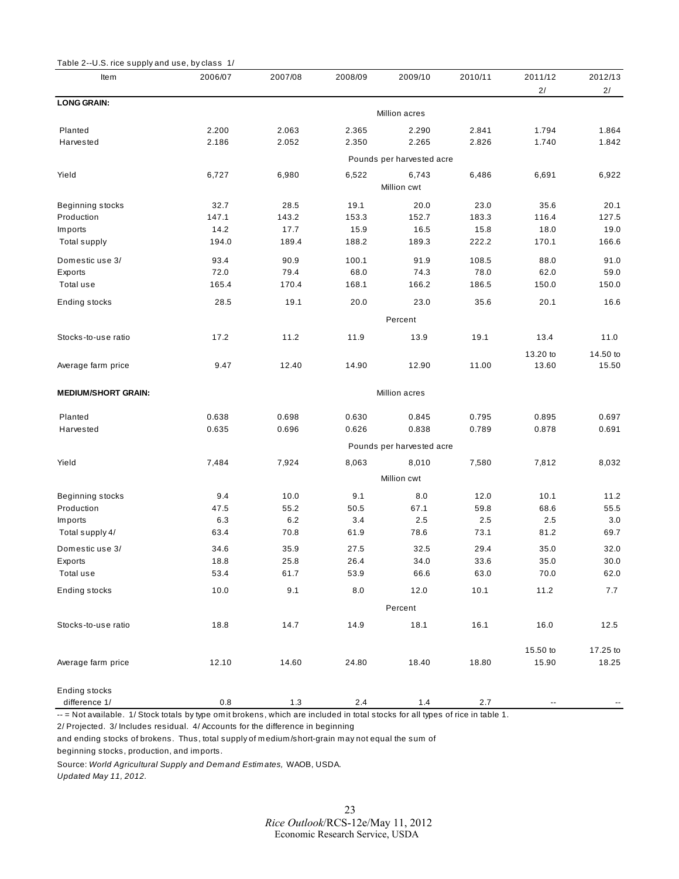Table 2--U.S. rice supply and use, by class 1/

| Item | 2006/07 | 2007/08 | 2008/09 | 2009/10 | 2010/11 | 2011/12 2/ | 2012/13 2/ |
|---|---|---|---|---|---|---|---|
| **LONG GRAIN:** | | | | | | | |
| | | | | Million acres | | | |
| Planted | 2.200 | 2.063 | 2.365 | 2.290 | 2.841 | 1.794 | 1.864 |
| Harvested | 2.186 | 2.052 | 2.350 | 2.265 | 2.826 | 1.740 | 1.842 |
| | | | | Pounds per harvested acre | | | |
| Yield | 6,727 | 6,980 | 6,522 | 6,743 | 6,486 | 6,691 | 6,922 |
| | | | | Million cwt | | | |
| Beginning stocks | 32.7 | 28.5 | 19.1 | 20.0 | 23.0 | 35.6 | 20.1 |
| Production | 147.1 | 143.2 | 153.3 | 152.7 | 183.3 | 116.4 | 127.5 |
| Imports | 14.2 | 17.7 | 15.9 | 16.5 | 15.8 | 18.0 | 19.0 |
| Total supply | 194.0 | 189.4 | 188.2 | 189.3 | 222.2 | 170.1 | 166.6 |
| Domestic use 3/ | 93.4 | 90.9 | 100.1 | 91.9 | 108.5 | 88.0 | 91.0 |
| Exports | 72.0 | 79.4 | 68.0 | 74.3 | 78.0 | 62.0 | 59.0 |
| Total use | 165.4 | 170.4 | 168.1 | 166.2 | 186.5 | 150.0 | 150.0 |
| Ending stocks | 28.5 | 19.1 | 20.0 | 23.0 | 35.6 | 20.1 | 16.6 |
| | | | | Percent | | | |
| Stocks-to-use ratio | 17.2 | 11.2 | 11.9 | 13.9 | 19.1 | 13.4 | 11.0 |
| Average farm price | 9.47 | 12.40 | 14.90 | 12.90 | 11.00 | 13.20 to 13.60 | 14.50 to 15.50 |
| **MEDIUM/SHORT GRAIN:** | | | | Million acres | | | |
| Planted | 0.638 | 0.698 | 0.630 | 0.845 | 0.795 | 0.895 | 0.697 |
| Harvested | 0.635 | 0.696 | 0.626 | 0.838 | 0.789 | 0.878 | 0.691 |
| | | | | Pounds per harvested acre | | | |
| Yield | 7,484 | 7,924 | 8,063 | 8,010 | 7,580 | 7,812 | 8,032 |
| | | | | Million cwt | | | |
| Beginning stocks | 9.4 | 10.0 | 9.1 | 8.0 | 12.0 | 10.1 | 11.2 |
| Production | 47.5 | 55.2 | 50.5 | 67.1 | 59.8 | 68.6 | 55.5 |
| Imports | 6.3 | 6.2 | 3.4 | 2.5 | 2.5 | 2.5 | 3.0 |
| Total supply 4/ | 63.4 | 70.8 | 61.9 | 78.6 | 73.1 | 81.2 | 69.7 |
| Domestic use 3/ | 34.6 | 35.9 | 27.5 | 32.5 | 29.4 | 35.0 | 32.0 |
| Exports | 18.8 | 25.8 | 26.4 | 34.0 | 33.6 | 35.0 | 30.0 |
| Total use | 53.4 | 61.7 | 53.9 | 66.6 | 63.0 | 70.0 | 62.0 |
| Ending stocks | 10.0 | 9.1 | 8.0 | 12.0 | 10.1 | 11.2 | 7.7 |
| | | | | Percent | | | |
| Stocks-to-use ratio | 18.8 | 14.7 | 14.9 | 18.1 | 16.1 | 16.0 | 12.5 |
| Average farm price | 12.10 | 14.60 | 24.80 | 18.40 | 18.80 | 15.50 to 15.90 | 17.25 to 18.25 |
| Ending stocks difference 1/ | 0.8 | 1.3 | 2.4 | 1.4 | 2.7 | -- | -- |

-- = Not available. 1/ Stock totals by type omit brokens, which are included in total stocks for all types of rice in table 1.
2/ Projected. 3/ Includes residual. 4/ Accounts for the difference in beginning
and ending stocks of brokens. Thus, total supply of medium/short-grain may not equal the sum of
beginning stocks, production, and imports.

Source: *World Agricultural Supply and Demand Estimates,* WAOB, USDA.
*Updated May 11, 2012.*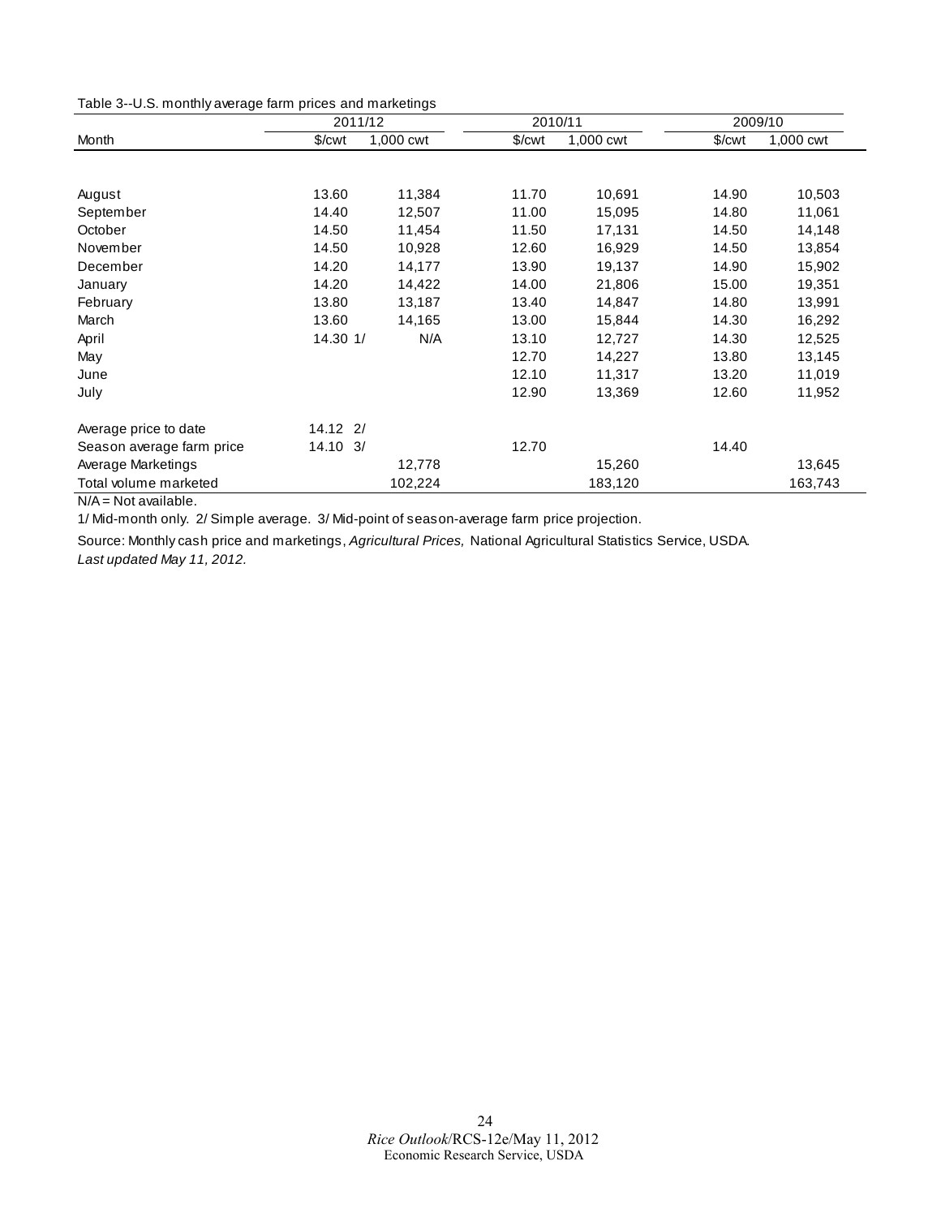Table 3--U.S. monthly average farm prices and marketings

| Month | 2011/12 | | 2010/11 | | 2009/10 | |
|---|---|---|---|---|---|---|
| | $/cwt | 1,000 cwt | $/cwt | 1,000 cwt | $/cwt | 1,000 cwt |
| August | 13.60 | 11,384 | 11.70 | 10,691 | 14.90 | 10,503 |
| September | 14.40 | 12,507 | 11.00 | 15,095 | 14.80 | 11,061 |
| October | 14.50 | 11,454 | 11.50 | 17,131 | 14.50 | 14,148 |
| November | 14.50 | 10,928 | 12.60 | 16,929 | 14.50 | 13,854 |
| December | 14.20 | 14,177 | 13.90 | 19,137 | 14.90 | 15,902 |
| January | 14.20 | 14,422 | 14.00 | 21,806 | 15.00 | 19,351 |
| February | 13.80 | 13,187 | 13.40 | 14,847 | 14.80 | 13,991 |
| March | 13.60 | 14,165 | 13.00 | 15,844 | 14.30 | 16,292 |
| April | 14.30 1/ | N/A | 13.10 | 12,727 | 14.30 | 12,525 |
| May | | | 12.70 | 14,227 | 13.80 | 13,145 |
| June | | | 12.10 | 11,317 | 13.20 | 11,019 |
| July | | | 12.90 | 13,369 | 12.60 | 11,952 |
| Average price to date | 14.12 2/ | | | | | |
| Season average farm price | 14.10 3/ | | 12.70 | | 14.40 | |
| Average Marketings | | 12,778 | | 15,260 | | 13,645 |
| Total volume marketed | | 102,224 | | 183,120 | | 163,743 |

N/A = Not available.

1/ Mid-month only. 2/ Simple average. 3/ Mid-point of season-average farm price projection.

Source: Monthly cash price and marketings, *Agricultural Prices,* National Agricultural Statistics Service, USDA.

*Last updated May 11, 2012.*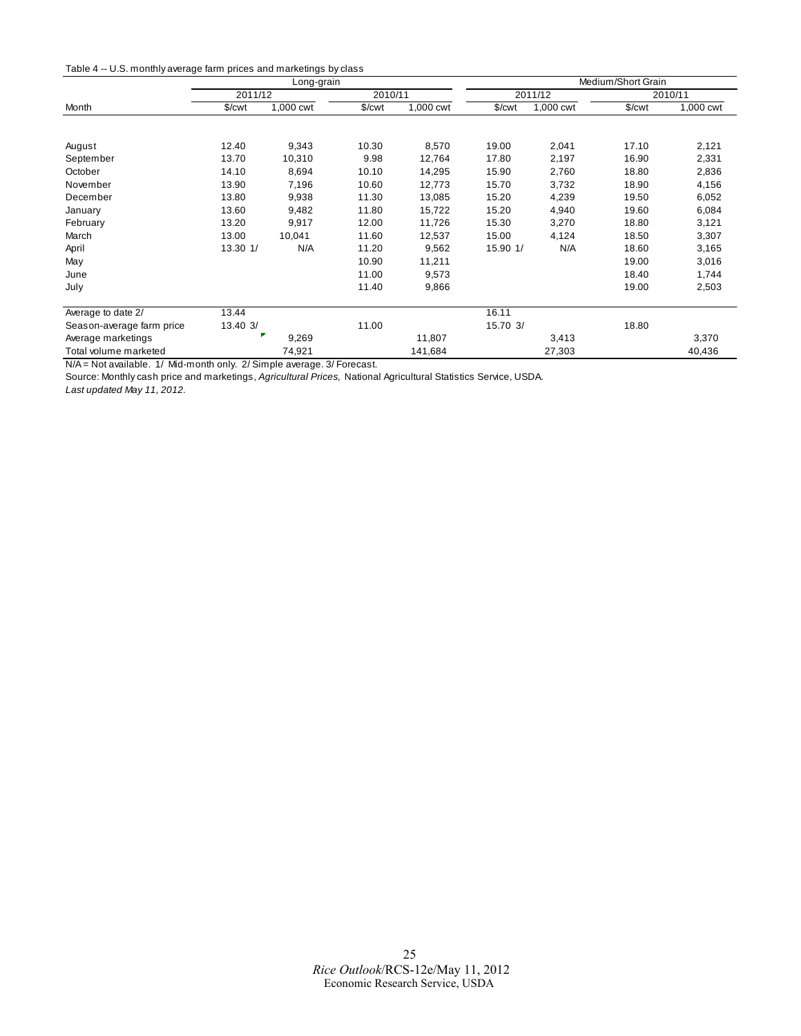Table 4 -- U.S. monthly average farm prices and marketings by class

| | Long-grain | | | | Medium/Short Grain | | | |
|---|---|---|---|---|---|---|---|---|
| | 2011/12 | | 2010/11 | | 2011/12 | | 2010/11 | |
| Month | $/cwt | 1,000 cwt | $/cwt | 1,000 cwt | $/cwt | 1,000 cwt | $/cwt | 1,000 cwt |
| August | 12.40 | 9,343 | 10.30 | 8,570 | 19.00 | 2,041 | 17.10 | 2,121 |
| September | 13.70 | 10,310 | 9.98 | 12,764 | 17.80 | 2,197 | 16.90 | 2,331 |
| October | 14.10 | 8,694 | 10.10 | 14,295 | 15.90 | 2,760 | 18.80 | 2,836 |
| November | 13.90 | 7,196 | 10.60 | 12,773 | 15.70 | 3,732 | 18.90 | 4,156 |
| December | 13.80 | 9,938 | 11.30 | 13,085 | 15.20 | 4,239 | 19.50 | 6,052 |
| January | 13.60 | 9,482 | 11.80 | 15,722 | 15.20 | 4,940 | 19.60 | 6,084 |
| February | 13.20 | 9,917 | 12.00 | 11,726 | 15.30 | 3,270 | 18.80 | 3,121 |
| March | 13.00 | 10,041 | 11.60 | 12,537 | 15.00 | 4,124 | 18.50 | 3,307 |
| April | 13.30 1/ | N/A | 11.20 | 9,562 | 15.90 1/ | N/A | 18.60 | 3,165 |
| May | | | 10.90 | 11,211 | | | 19.00 | 3,016 |
| June | | | 11.00 | 9,573 | | | 18.40 | 1,744 |
| July | | | 11.40 | 9,866 | | | 19.00 | 2,503 |
| Average to date 2/ | 13.44 | | | | 16.11 | | | |
| Season-average farm price | 13.40 3/ | | 11.00 | | 15.70 3/ | | 18.80 | |
| Average marketings | | 9,269 | | 11,807 | | 3,413 | | 3,370 |
| Total volume marketed | | 74,921 | | 141,684 | | 27,303 | | 40,436 |

N/A = Not available. 1/ Mid-month only. 2/ Simple average. 3/ Forecast.

Source: Monthly cash price and marketings, *Agricultural Prices,* National Agricultural Statistics Service, USDA.

*Last updated May 11, 2012.*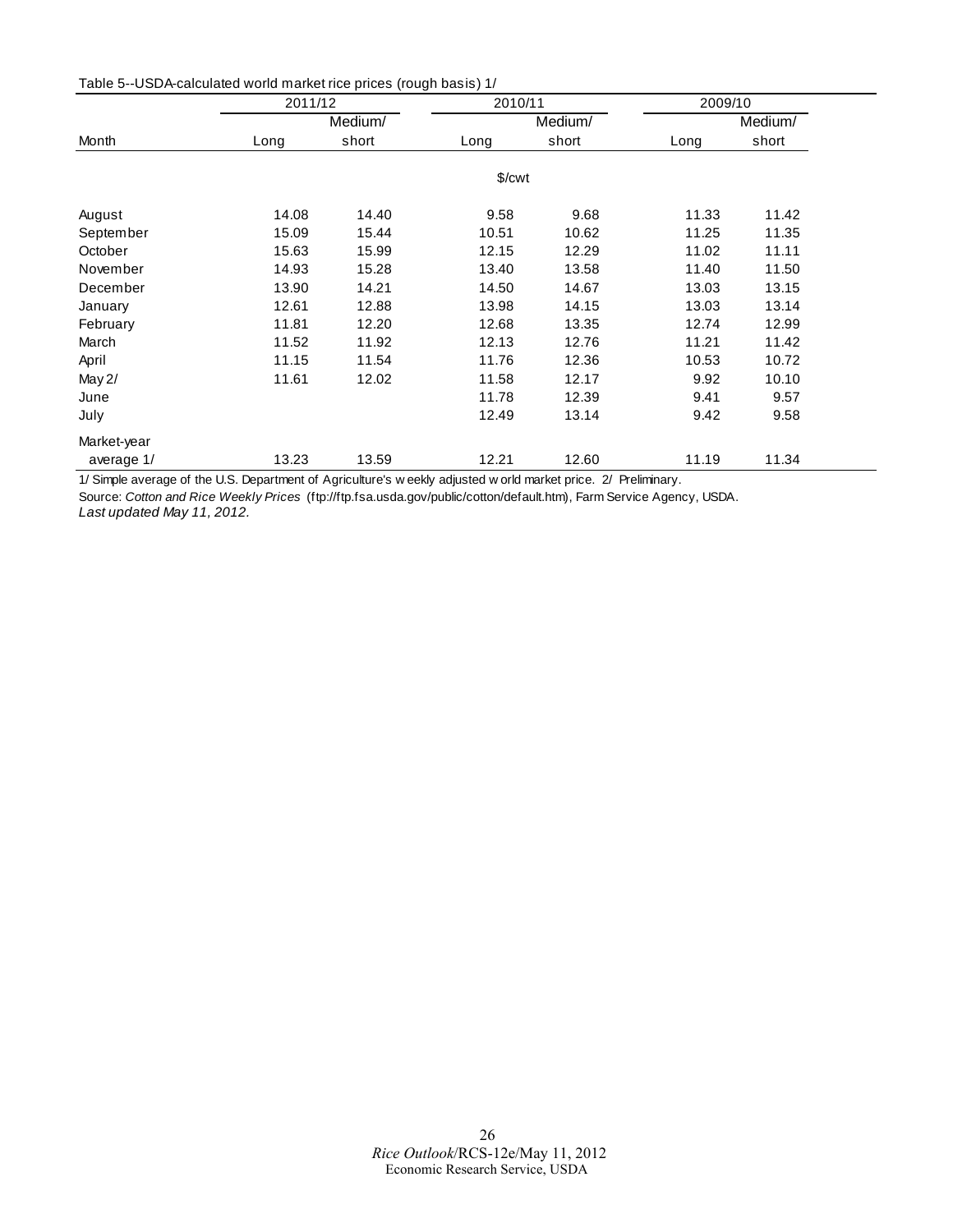Table 5--USDA-calculated world market rice prices (rough basis) 1/

| Month | 2011/12 | | 2010/11 | | 2009/10 | |
|---|---|---|---|---|---|---|
| | Long | Medium/ short | Long | Medium/ short | Long | Medium/ short |
| | $/cwt | | | | | |
| August | 14.08 | 14.40 | 9.58 | 9.68 | 11.33 | 11.42 |
| September | 15.09 | 15.44 | 10.51 | 10.62 | 11.25 | 11.35 |
| October | 15.63 | 15.99 | 12.15 | 12.29 | 11.02 | 11.11 |
| November | 14.93 | 15.28 | 13.40 | 13.58 | 11.40 | 11.50 |
| December | 13.90 | 14.21 | 14.50 | 14.67 | 13.03 | 13.15 |
| January | 12.61 | 12.88 | 13.98 | 14.15 | 13.03 | 13.14 |
| February | 11.81 | 12.20 | 12.68 | 13.35 | 12.74 | 12.99 |
| March | 11.52 | 11.92 | 12.13 | 12.76 | 11.21 | 11.42 |
| April | 11.15 | 11.54 | 11.76 | 12.36 | 10.53 | 10.72 |
| May 2/ | 11.61 | 12.02 | 11.58 | 12.17 | 9.92 | 10.10 |
| June | | | 11.78 | 12.39 | 9.41 | 9.57 |
| July | | | 12.49 | 13.14 | 9.42 | 9.58 |
| Market-year average 1/ | 13.23 | 13.59 | 12.21 | 12.60 | 11.19 | 11.34 |

1/ Simple average of the U.S. Department of Agriculture's weekly adjusted world market price. 2/ Preliminary.

Source: *Cotton and Rice Weekly Prices* (ftp://ftp.fsa.usda.gov/public/cotton/default.htm), Farm Service Agency, USDA.

*Last updated May 11, 2012.*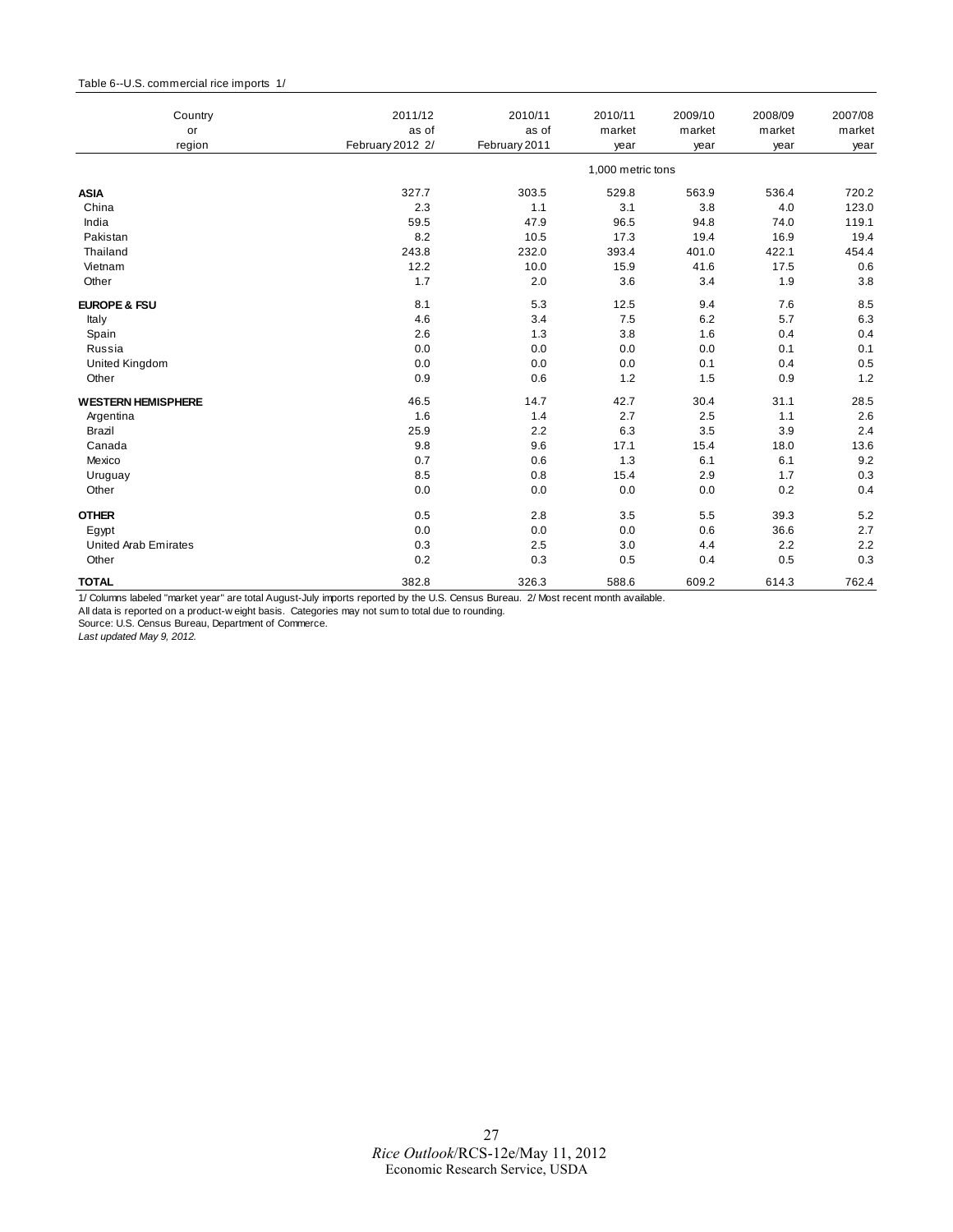Table 6--U.S. commercial rice imports 1/

| Country or region | 2011/12 as of February 2012 2/ | 2010/11 as of February 2011 | 2010/11 market year | 2009/10 market year | 2008/09 market year | 2007/08 market year |
|---|---|---|---|---|---|---|
| | 1,000 metric tons | | | | | |
| **ASIA** | 327.7 | 303.5 | 529.8 | 563.9 | 536.4 | 720.2 |
| China | 2.3 | 1.1 | 3.1 | 3.8 | 4.0 | 123.0 |
| India | 59.5 | 47.9 | 96.5 | 94.8 | 74.0 | 119.1 |
| Pakistan | 8.2 | 10.5 | 17.3 | 19.4 | 16.9 | 19.4 |
| Thailand | 243.8 | 232.0 | 393.4 | 401.0 | 422.1 | 454.4 |
| Vietnam | 12.2 | 10.0 | 15.9 | 41.6 | 17.5 | 0.6 |
| Other | 1.7 | 2.0 | 3.6 | 3.4 | 1.9 | 3.8 |
| **EUROPE & FSU** | 8.1 | 5.3 | 12.5 | 9.4 | 7.6 | 8.5 |
| Italy | 4.6 | 3.4 | 7.5 | 6.2 | 5.7 | 6.3 |
| Spain | 2.6 | 1.3 | 3.8 | 1.6 | 0.4 | 0.4 |
| Russia | 0.0 | 0.0 | 0.0 | 0.0 | 0.1 | 0.1 |
| United Kingdom | 0.0 | 0.0 | 0.0 | 0.1 | 0.4 | 0.5 |
| Other | 0.9 | 0.6 | 1.2 | 1.5 | 0.9 | 1.2 |
| **WESTERN HEMISPHERE** | 46.5 | 14.7 | 42.7 | 30.4 | 31.1 | 28.5 |
| Argentina | 1.6 | 1.4 | 2.7 | 2.5 | 1.1 | 2.6 |
| Brazil | 25.9 | 2.2 | 6.3 | 3.5 | 3.9 | 2.4 |
| Canada | 9.8 | 9.6 | 17.1 | 15.4 | 18.0 | 13.6 |
| Mexico | 0.7 | 0.6 | 1.3 | 6.1 | 6.1 | 9.2 |
| Uruguay | 8.5 | 0.8 | 15.4 | 2.9 | 1.7 | 0.3 |
| Other | 0.0 | 0.0 | 0.0 | 0.0 | 0.2 | 0.4 |
| **OTHER** | 0.5 | 2.8 | 3.5 | 5.5 | 39.3 | 5.2 |
| Egypt | 0.0 | 0.0 | 0.0 | 0.6 | 36.6 | 2.7 |
| United Arab Emirates | 0.3 | 2.5 | 3.0 | 4.4 | 2.2 | 2.2 |
| Other | 0.2 | 0.3 | 0.5 | 0.4 | 0.5 | 0.3 |
| **TOTAL** | 382.8 | 326.3 | 588.6 | 609.2 | 614.3 | 762.4 |

1/ Columns labeled "market year" are total August-July imports reported by the U.S. Census Bureau. 2/ Most recent month available.
All data is reported on a product-weight basis. Categories may not sum to total due to rounding.
Source: U.S. Census Bureau, Department of Commerce.
*Last updated May 9, 2012.*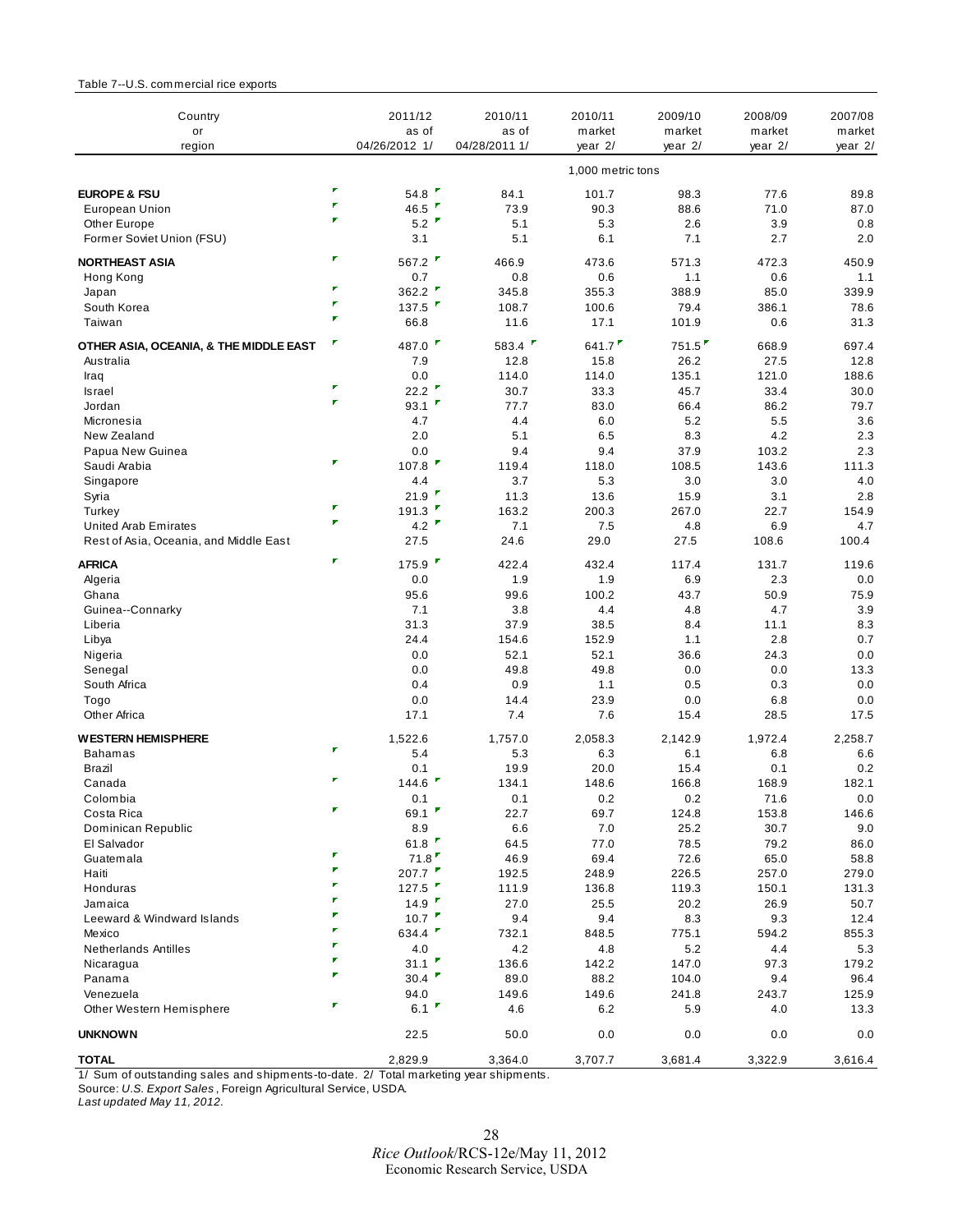Table 7--U.S. commercial rice exports

| Country or region | 2011/12 as of 04/26/2012 1/ | 2010/11 as of 04/28/2011 1/ | 2010/11 market year 2/ | 2009/10 market year 2/ | 2008/09 market year 2/ | 2007/08 market year 2/ |
|---|---|---|---|---|---|---|
| | | | 1,000 metric tons | | | |
| **EUROPE & FSU** | 54.8 | 84.1 | 101.7 | 98.3 | 77.6 | 89.8 |
| European Union | 46.5 | 73.9 | 90.3 | 88.6 | 71.0 | 87.0 |
| Other Europe | 5.2 | 5.1 | 5.3 | 2.6 | 3.9 | 0.8 |
| Former Soviet Union (FSU) | 3.1 | 5.1 | 6.1 | 7.1 | 2.7 | 2.0 |
| **NORTHEAST ASIA** | 567.2 | 466.9 | 473.6 | 571.3 | 472.3 | 450.9 |
| Hong Kong | 0.7 | 0.8 | 0.6 | 1.1 | 0.6 | 1.1 |
| Japan | 362.2 | 345.8 | 355.3 | 388.9 | 85.0 | 339.9 |
| South Korea | 137.5 | 108.7 | 100.6 | 79.4 | 386.1 | 78.6 |
| Taiwan | 66.8 | 11.6 | 17.1 | 101.9 | 0.6 | 31.3 |
| **OTHER ASIA, OCEANIA, & THE MIDDLE EAST** | 487.0 | 583.4 | 641.7 | 751.5 | 668.9 | 697.4 |
| Australia | 7.9 | 12.8 | 15.8 | 26.2 | 27.5 | 12.8 |
| Iraq | 0.0 | 114.0 | 114.0 | 135.1 | 121.0 | 188.6 |
| Israel | 22.2 | 30.7 | 33.3 | 45.7 | 33.4 | 30.0 |
| Jordan | 93.1 | 77.7 | 83.0 | 66.4 | 86.2 | 79.7 |
| Micronesia | 4.7 | 4.4 | 6.0 | 5.2 | 5.5 | 3.6 |
| New Zealand | 2.0 | 5.1 | 6.5 | 8.3 | 4.2 | 2.3 |
| Papua New Guinea | 0.0 | 9.4 | 9.4 | 37.9 | 103.2 | 2.3 |
| Saudi Arabia | 107.8 | 119.4 | 118.0 | 108.5 | 143.6 | 111.3 |
| Singapore | 4.4 | 3.7 | 5.3 | 3.0 | 3.0 | 4.0 |
| Syria | 21.9 | 11.3 | 13.6 | 15.9 | 3.1 | 2.8 |
| Turkey | 191.3 | 163.2 | 200.3 | 267.0 | 22.7 | 154.9 |
| United Arab Emirates | 4.2 | 7.1 | 7.5 | 4.8 | 6.9 | 4.7 |
| Rest of Asia, Oceania, and Middle East | 27.5 | 24.6 | 29.0 | 27.5 | 108.6 | 100.4 |
| **AFRICA** | 175.9 | 422.4 | 432.4 | 117.4 | 131.7 | 119.6 |
| Algeria | 0.0 | 1.9 | 1.9 | 6.9 | 2.3 | 0.0 |
| Ghana | 95.6 | 99.6 | 100.2 | 43.7 | 50.9 | 75.9 |
| Guinea--Connarky | 7.1 | 3.8 | 4.4 | 4.8 | 4.7 | 3.9 |
| Liberia | 31.3 | 37.9 | 38.5 | 8.4 | 11.1 | 8.3 |
| Libya | 24.4 | 154.6 | 152.9 | 1.1 | 2.8 | 0.7 |
| Nigeria | 0.0 | 52.1 | 52.1 | 36.6 | 24.3 | 0.0 |
| Senegal | 0.0 | 49.8 | 49.8 | 0.0 | 0.0 | 13.3 |
| South Africa | 0.4 | 0.9 | 1.1 | 0.5 | 0.3 | 0.0 |
| Togo | 0.0 | 14.4 | 23.9 | 0.0 | 6.8 | 0.0 |
| Other Africa | 17.1 | 7.4 | 7.6 | 15.4 | 28.5 | 17.5 |
| **WESTERN HEMISPHERE** | 1,522.6 | 1,757.0 | 2,058.3 | 2,142.9 | 1,972.4 | 2,258.7 |
| Bahamas | 5.4 | 5.3 | 6.3 | 6.1 | 6.8 | 6.6 |
| Brazil | 0.1 | 19.9 | 20.0 | 15.4 | 0.1 | 0.2 |
| Canada | 144.6 | 134.1 | 148.6 | 166.8 | 168.9 | 182.1 |
| Colombia | 0.1 | 0.1 | 0.2 | 0.2 | 71.6 | 0.0 |
| Costa Rica | 69.1 | 22.7 | 69.7 | 124.8 | 153.8 | 146.6 |
| Dominican Republic | 8.9 | 6.6 | 7.0 | 25.2 | 30.7 | 9.0 |
| El Salvador | 61.8 | 64.5 | 77.0 | 78.5 | 79.2 | 86.0 |
| Guatemala | 71.8 | 46.9 | 69.4 | 72.6 | 65.0 | 58.8 |
| Haiti | 207.7 | 192.5 | 248.9 | 226.5 | 257.0 | 279.0 |
| Honduras | 127.5 | 111.9 | 136.8 | 119.3 | 150.1 | 131.3 |
| Jamaica | 14.9 | 27.0 | 25.5 | 20.2 | 26.9 | 50.7 |
| Leeward & Windward Islands | 10.7 | 9.4 | 9.4 | 8.3 | 9.3 | 12.4 |
| Mexico | 634.4 | 732.1 | 848.5 | 775.1 | 594.2 | 855.3 |
| Netherlands Antilles | 4.0 | 4.2 | 4.8 | 5.2 | 4.4 | 5.3 |
| Nicaragua | 31.1 | 136.6 | 142.2 | 147.0 | 97.3 | 179.2 |
| Panama | 30.4 | 89.0 | 88.2 | 104.0 | 9.4 | 96.4 |
| Venezuela | 94.0 | 149.6 | 149.6 | 241.8 | 243.7 | 125.9 |
| Other Western Hemisphere | 6.1 | 4.6 | 6.2 | 5.9 | 4.0 | 13.3 |
| **UNKNOWN** | 22.5 | 50.0 | 0.0 | 0.0 | 0.0 | 0.0 |
| **TOTAL** | 2,829.9 | 3,364.0 | 3,707.7 | 3,681.4 | 3,322.9 | 3,616.4 |

1/ Sum of outstanding sales and shipments-to-date. 2/ Total marketing year shipments.
Source: *U.S. Export Sales*, Foreign Agricultural Service, USDA.
*Last updated May 11, 2012.*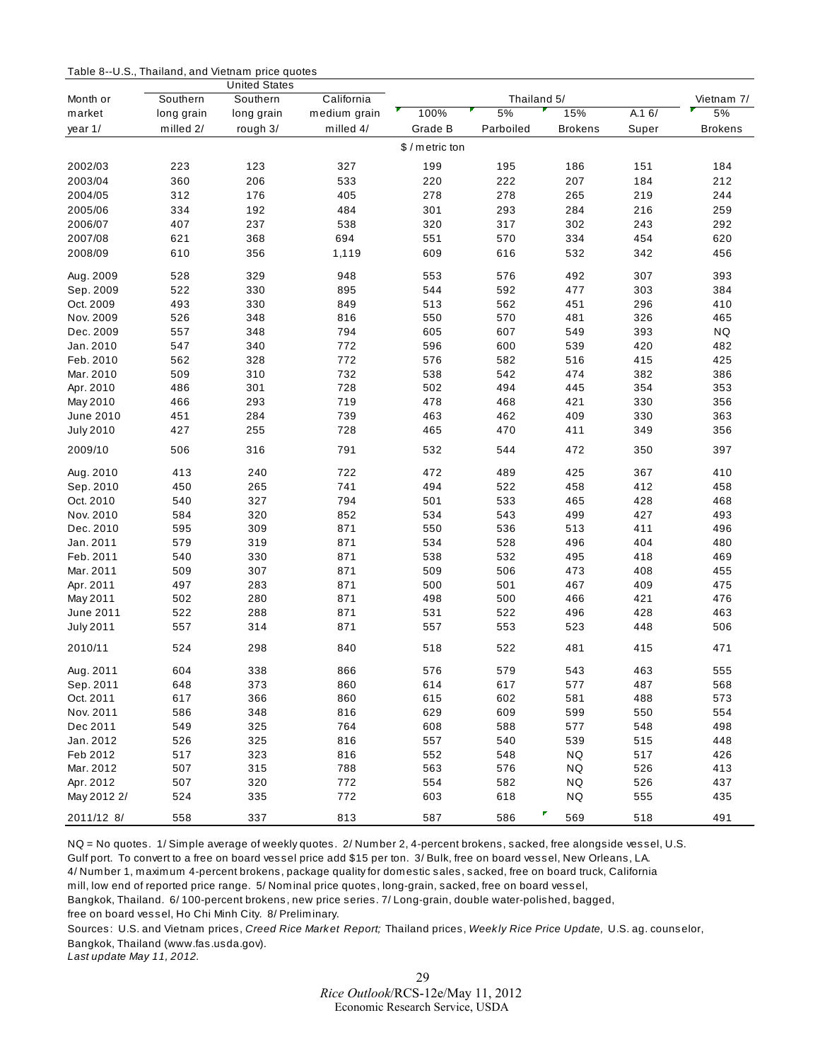Table 8--U.S., Thailand, and Vietnam price quotes

| Month or market year 1/ | United States | | | Thailand 5/ | | | | Vietnam 7/ |
|---|---|---|---|---|---|---|---|---|
| | Southern long grain milled 2/ | Southern long grain rough 3/ | California medium grain milled 4/ | 100% Grade B | 5% Parboiled | 15% Brokens | A.1 6/ Super | 5% Brokens |
| | $ / metric ton | | | | | | | |
| 2002/03 | 223 | 123 | 327 | 199 | 195 | 186 | 151 | 184 |
| 2003/04 | 360 | 206 | 533 | 220 | 222 | 207 | 184 | 212 |
| 2004/05 | 312 | 176 | 405 | 278 | 278 | 265 | 219 | 244 |
| 2005/06 | 334 | 192 | 484 | 301 | 293 | 284 | 216 | 259 |
| 2006/07 | 407 | 237 | 538 | 320 | 317 | 302 | 243 | 292 |
| 2007/08 | 621 | 368 | 694 | 551 | 570 | 334 | 454 | 620 |
| 2008/09 | 610 | 356 | 1,119 | 609 | 616 | 532 | 342 | 456 |
| Aug. 2009 | 528 | 329 | 948 | 553 | 576 | 492 | 307 | 393 |
| Sep. 2009 | 522 | 330 | 895 | 544 | 592 | 477 | 303 | 384 |
| Oct. 2009 | 493 | 330 | 849 | 513 | 562 | 451 | 296 | 410 |
| Nov. 2009 | 526 | 348 | 816 | 550 | 570 | 481 | 326 | 465 |
| Dec. 2009 | 557 | 348 | 794 | 605 | 607 | 549 | 393 | NQ |
| Jan. 2010 | 547 | 340 | 772 | 596 | 600 | 539 | 420 | 482 |
| Feb. 2010 | 562 | 328 | 772 | 576 | 582 | 516 | 415 | 425 |
| Mar. 2010 | 509 | 310 | 732 | 538 | 542 | 474 | 382 | 386 |
| Apr. 2010 | 486 | 301 | 728 | 502 | 494 | 445 | 354 | 353 |
| May 2010 | 466 | 293 | 719 | 478 | 468 | 421 | 330 | 356 |
| June 2010 | 451 | 284 | 739 | 463 | 462 | 409 | 330 | 363 |
| July 2010 | 427 | 255 | 728 | 465 | 470 | 411 | 349 | 356 |
| 2009/10 | 506 | 316 | 791 | 532 | 544 | 472 | 350 | 397 |
| Aug. 2010 | 413 | 240 | 722 | 472 | 489 | 425 | 367 | 410 |
| Sep. 2010 | 450 | 265 | 741 | 494 | 522 | 458 | 412 | 458 |
| Oct. 2010 | 540 | 327 | 794 | 501 | 533 | 465 | 428 | 468 |
| Nov. 2010 | 584 | 320 | 852 | 534 | 543 | 499 | 427 | 493 |
| Dec. 2010 | 595 | 309 | 871 | 550 | 536 | 513 | 411 | 496 |
| Jan. 2011 | 579 | 319 | 871 | 534 | 528 | 496 | 404 | 480 |
| Feb. 2011 | 540 | 330 | 871 | 538 | 532 | 495 | 418 | 469 |
| Mar. 2011 | 509 | 307 | 871 | 509 | 506 | 473 | 408 | 455 |
| Apr. 2011 | 497 | 283 | 871 | 500 | 501 | 467 | 409 | 475 |
| May 2011 | 502 | 280 | 871 | 498 | 500 | 466 | 421 | 476 |
| June 2011 | 522 | 288 | 871 | 531 | 522 | 496 | 428 | 463 |
| July 2011 | 557 | 314 | 871 | 557 | 553 | 523 | 448 | 506 |
| 2010/11 | 524 | 298 | 840 | 518 | 522 | 481 | 415 | 471 |
| Aug. 2011 | 604 | 338 | 866 | 576 | 579 | 543 | 463 | 555 |
| Sep. 2011 | 648 | 373 | 860 | 614 | 617 | 577 | 487 | 568 |
| Oct. 2011 | 617 | 366 | 860 | 615 | 602 | 581 | 488 | 573 |
| Nov. 2011 | 586 | 348 | 816 | 629 | 609 | 599 | 550 | 554 |
| Dec 2011 | 549 | 325 | 764 | 608 | 588 | 577 | 548 | 498 |
| Jan. 2012 | 526 | 325 | 816 | 557 | 540 | 539 | 515 | 448 |
| Feb 2012 | 517 | 323 | 816 | 552 | 548 | NQ | 517 | 426 |
| Mar. 2012 | 507 | 315 | 788 | 563 | 576 | NQ | 526 | 413 |
| Apr. 2012 | 507 | 320 | 772 | 554 | 582 | NQ | 526 | 437 |
| May 2012 2/ | 524 | 335 | 772 | 603 | 618 | NQ | 555 | 435 |
| 2011/12 8/ | 558 | 337 | 813 | 587 | 586 | 569 | 518 | 491 |

NQ = No quotes. 1/ Simple average of weekly quotes. 2/ Number 2, 4-percent brokens, sacked, free alongside vessel, U.S. Gulf port. To convert to a free on board vessel price add $15 per ton. 3/ Bulk, free on board vessel, New Orleans, LA. 4/ Number 1, maximum 4-percent brokens, package quality for domestic sales, sacked, free on board truck, California mill, low end of reported price range. 5/ Nominal price quotes, long-grain, sacked, free on board vessel, Bangkok, Thailand. 6/ 100-percent brokens, new price series. 7/ Long-grain, double water-polished, bagged, free on board vessel, Ho Chi Minh City. 8/ Preliminary.

Sources: U.S. and Vietnam prices, *Creed Rice Market Report;* Thailand prices, *Weekly Rice Price Update,* U.S. ag. counselor, Bangkok, Thailand (www.fas.usda.gov).

*Last update May 11, 2012.*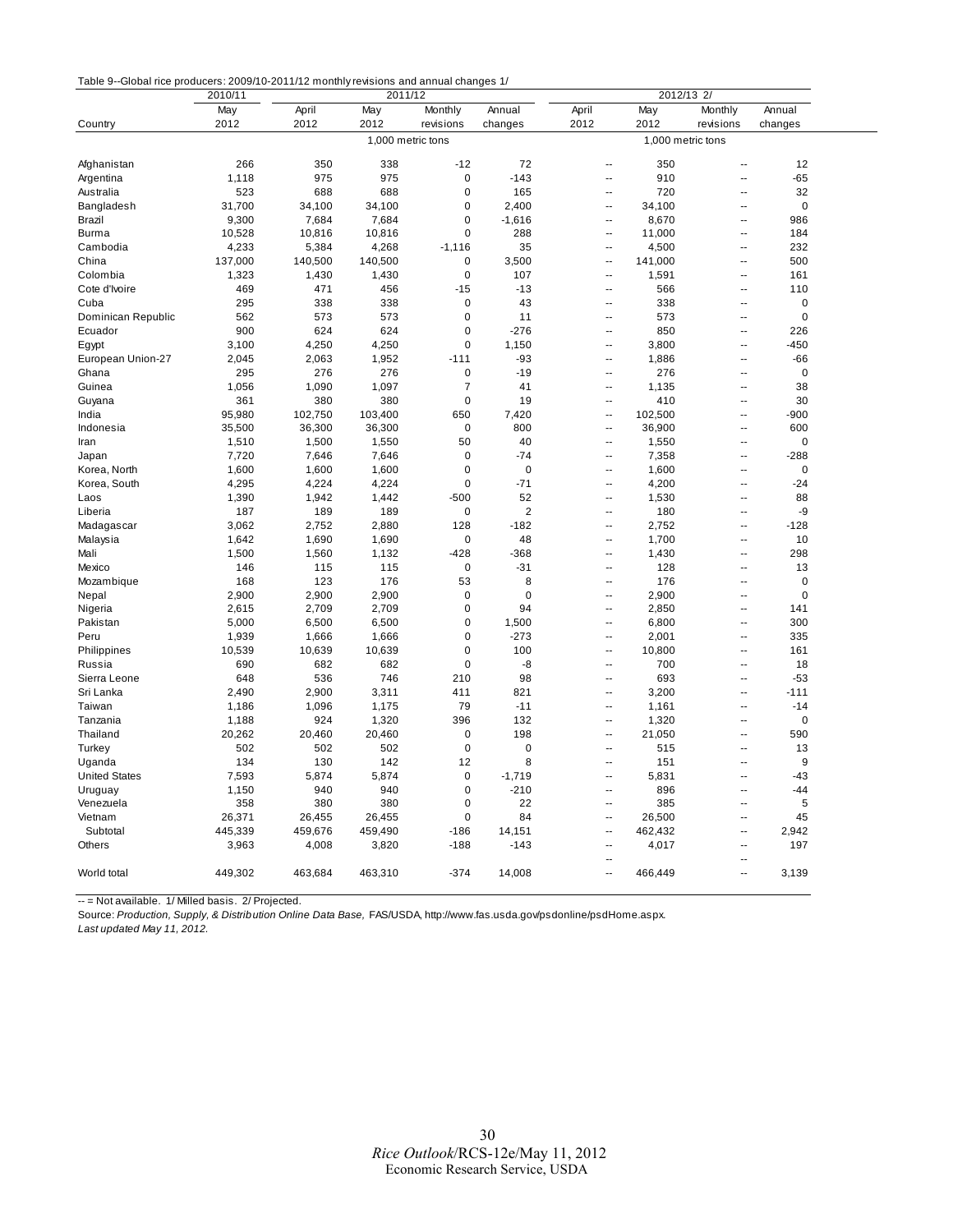Table 9--Global rice producers: 2009/10-2011/12 monthly revisions and annual changes 1/

| Country | 2010/11 May 2012 | 2011/12 April 2012 | 2011/12 May 2012 | 2011/12 Monthly revisions | 2011/12 Annual changes | 2012/13 2/ April 2012 | 2012/13 2/ May 2012 | 2012/13 2/ Monthly revisions | 2012/13 2/ Annual changes |
|---|---|---|---|---|---|---|---|---|---|
| | 1,000 metric tons | | | | | 1,000 metric tons | | | |
| Afghanistan | 266 | 350 | 338 | -12 | 72 | -- | 350 | -- | 12 |
| Argentina | 1,118 | 975 | 975 | 0 | -143 | -- | 910 | -- | -65 |
| Australia | 523 | 688 | 688 | 0 | 165 | -- | 720 | -- | 32 |
| Bangladesh | 31,700 | 34,100 | 34,100 | 0 | 2,400 | -- | 34,100 | -- | 0 |
| Brazil | 9,300 | 7,684 | 7,684 | 0 | -1,616 | -- | 8,670 | -- | 986 |
| Burma | 10,528 | 10,816 | 10,816 | 0 | 288 | -- | 11,000 | -- | 184 |
| Cambodia | 4,233 | 5,384 | 4,268 | -1,116 | 35 | -- | 4,500 | -- | 232 |
| China | 137,000 | 140,500 | 140,500 | 0 | 3,500 | -- | 141,000 | -- | 500 |
| Colombia | 1,323 | 1,430 | 1,430 | 0 | 107 | -- | 1,591 | -- | 161 |
| Cote d'Ivoire | 469 | 471 | 456 | -15 | -13 | -- | 566 | -- | 110 |
| Cuba | 295 | 338 | 338 | 0 | 43 | -- | 338 | -- | 0 |
| Dominican Republic | 562 | 573 | 573 | 0 | 11 | -- | 573 | -- | 0 |
| Ecuador | 900 | 624 | 624 | 0 | -276 | -- | 850 | -- | 226 |
| Egypt | 3,100 | 4,250 | 4,250 | 0 | 1,150 | -- | 3,800 | -- | -450 |
| European Union-27 | 2,045 | 2,063 | 1,952 | -111 | -93 | -- | 1,886 | -- | -66 |
| Ghana | 295 | 276 | 276 | 0 | -19 | -- | 276 | -- | 0 |
| Guinea | 1,056 | 1,090 | 1,097 | 7 | 41 | -- | 1,135 | -- | 38 |
| Guyana | 361 | 380 | 380 | 0 | 19 | -- | 410 | -- | 30 |
| India | 95,980 | 102,750 | 103,400 | 650 | 7,420 | -- | 102,500 | -- | -900 |
| Indonesia | 35,500 | 36,300 | 36,300 | 0 | 800 | -- | 36,900 | -- | 600 |
| Iran | 1,510 | 1,500 | 1,550 | 50 | 40 | -- | 1,550 | -- | 0 |
| Japan | 7,720 | 7,646 | 7,646 | 0 | -74 | -- | 7,358 | -- | -288 |
| Korea, North | 1,600 | 1,600 | 1,600 | 0 | 0 | -- | 1,600 | -- | 0 |
| Korea, South | 4,295 | 4,224 | 4,224 | 0 | -71 | -- | 4,200 | -- | -24 |
| Laos | 1,390 | 1,942 | 1,442 | -500 | 52 | -- | 1,530 | -- | 88 |
| Liberia | 187 | 189 | 189 | 0 | 2 | -- | 180 | -- | -9 |
| Madagascar | 3,062 | 2,752 | 2,880 | 128 | -182 | -- | 2,752 | -- | -128 |
| Malaysia | 1,642 | 1,690 | 1,690 | 0 | 48 | -- | 1,700 | -- | 10 |
| Mali | 1,500 | 1,560 | 1,132 | -428 | -368 | -- | 1,430 | -- | 298 |
| Mexico | 146 | 115 | 115 | 0 | -31 | -- | 128 | -- | 13 |
| Mozambique | 168 | 123 | 176 | 53 | 8 | -- | 176 | -- | 0 |
| Nepal | 2,900 | 2,900 | 2,900 | 0 | 0 | -- | 2,900 | -- | 0 |
| Nigeria | 2,615 | 2,709 | 2,709 | 0 | 94 | -- | 2,850 | -- | 141 |
| Pakistan | 5,000 | 6,500 | 6,500 | 0 | 1,500 | -- | 6,800 | -- | 300 |
| Peru | 1,939 | 1,666 | 1,666 | 0 | -273 | -- | 2,001 | -- | 335 |
| Philippines | 10,539 | 10,639 | 10,639 | 0 | 100 | -- | 10,800 | -- | 161 |
| Russia | 690 | 682 | 682 | 0 | -8 | -- | 700 | -- | 18 |
| Sierra Leone | 648 | 536 | 746 | 210 | 98 | -- | 693 | -- | -53 |
| Sri Lanka | 2,490 | 2,900 | 3,311 | 411 | 821 | -- | 3,200 | -- | -111 |
| Taiwan | 1,186 | 1,096 | 1,175 | 79 | -11 | -- | 1,161 | -- | -14 |
| Tanzania | 1,188 | 924 | 1,320 | 396 | 132 | -- | 1,320 | -- | 0 |
| Thailand | 20,262 | 20,460 | 20,460 | 0 | 198 | -- | 21,050 | -- | 590 |
| Turkey | 502 | 502 | 502 | 0 | 0 | -- | 515 | -- | 13 |
| Uganda | 134 | 130 | 142 | 12 | 8 | -- | 151 | -- | 9 |
| United States | 7,593 | 5,874 | 5,874 | 0 | -1,719 | -- | 5,831 | -- | -43 |
| Uruguay | 1,150 | 940 | 940 | 0 | -210 | -- | 896 | -- | -44 |
| Venezuela | 358 | 380 | 380 | 0 | 22 | -- | 385 | -- | 5 |
| Vietnam | 26,371 | 26,455 | 26,455 | 0 | 84 | -- | 26,500 | -- | 45 |
| Subtotal | 445,339 | 459,676 | 459,490 | -186 | 14,151 | -- | 462,432 | -- | 2,942 |
| Others | 3,963 | 4,008 | 3,820 | -188 | -143 | -- | 4,017 | -- | 197 |
| World total | 449,302 | 463,684 | 463,310 | -374 | 14,008 | -- | 466,449 | -- | 3,139 |

-- = Not available. 1/ Milled basis. 2/ Projected.

Source: *Production, Supply, & Distribution Online Data Base,* FAS/USDA, http://www.fas.usda.gov/psdonline/psdHome.aspx.

*Last updated May 11, 2012.*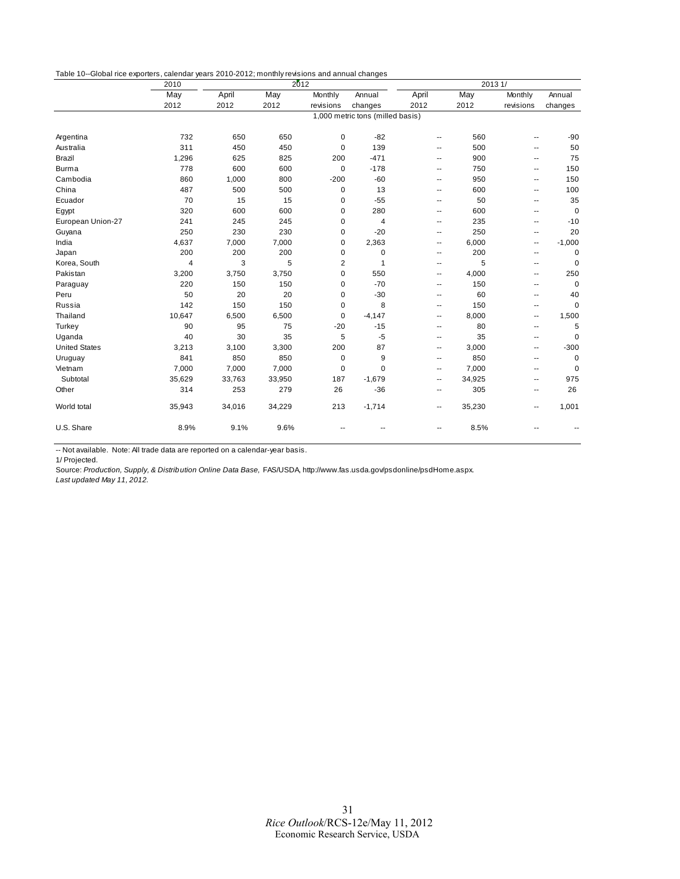Table 10--Global rice exporters, calendar years 2010-2012; monthly revisions and annual changes

| | 2010 | 2012 | | | | 2013 1/ | | | |
|---|---|---|---|---|---|---|---|---|---|
| | May 2012 | April 2012 | May 2012 | Monthly revisions | Annual changes | April 2012 | May 2012 | Monthly revisions | Annual changes |
| | 1,000 metric tons (milled basis) | | | | | | | | |
| Argentina | 732 | 650 | 650 | 0 | -82 | -- | 560 | -- | -90 |
| Australia | 311 | 450 | 450 | 0 | 139 | -- | 500 | -- | 50 |
| Brazil | 1,296 | 625 | 825 | 200 | -471 | -- | 900 | -- | 75 |
| Burma | 778 | 600 | 600 | 0 | -178 | -- | 750 | -- | 150 |
| Cambodia | 860 | 1,000 | 800 | -200 | -60 | -- | 950 | -- | 150 |
| China | 487 | 500 | 500 | 0 | 13 | -- | 600 | -- | 100 |
| Ecuador | 70 | 15 | 15 | 0 | -55 | -- | 50 | -- | 35 |
| Egypt | 320 | 600 | 600 | 0 | 280 | -- | 600 | -- | 0 |
| European Union-27 | 241 | 245 | 245 | 0 | 4 | -- | 235 | -- | -10 |
| Guyana | 250 | 230 | 230 | 0 | -20 | -- | 250 | -- | 20 |
| India | 4,637 | 7,000 | 7,000 | 0 | 2,363 | -- | 6,000 | -- | -1,000 |
| Japan | 200 | 200 | 200 | 0 | 0 | -- | 200 | -- | 0 |
| Korea, South | 4 | 3 | 5 | 2 | 1 | -- | 5 | -- | 0 |
| Pakistan | 3,200 | 3,750 | 3,750 | 0 | 550 | -- | 4,000 | -- | 250 |
| Paraguay | 220 | 150 | 150 | 0 | -70 | -- | 150 | -- | 0 |
| Peru | 50 | 20 | 20 | 0 | -30 | -- | 60 | -- | 40 |
| Russia | 142 | 150 | 150 | 0 | 8 | -- | 150 | -- | 0 |
| Thailand | 10,647 | 6,500 | 6,500 | 0 | -4,147 | -- | 8,000 | -- | 1,500 |
| Turkey | 90 | 95 | 75 | -20 | -15 | -- | 80 | -- | 5 |
| Uganda | 40 | 30 | 35 | 5 | -5 | -- | 35 | -- | 0 |
| United States | 3,213 | 3,100 | 3,300 | 200 | 87 | -- | 3,000 | -- | -300 |
| Uruguay | 841 | 850 | 850 | 0 | 9 | -- | 850 | -- | 0 |
| Vietnam | 7,000 | 7,000 | 7,000 | 0 | 0 | -- | 7,000 | -- | 0 |
| Subtotal | 35,629 | 33,763 | 33,950 | 187 | -1,679 | -- | 34,925 | -- | 975 |
| Other | 314 | 253 | 279 | 26 | -36 | -- | 305 | -- | 26 |
| World total | 35,943 | 34,016 | 34,229 | 213 | -1,714 | -- | 35,230 | -- | 1,001 |
| U.S. Share | 8.9% | 9.1% | 9.6% | -- | -- | -- | 8.5% | -- | -- |

-- Not available. Note: All trade data are reported on a calendar-year basis.

1/ Projected.

Source: *Production, Supply, & Distribution Online Data Base,* FAS/USDA, http://www.fas.usda.gov/psdonline/psdHome.aspx.

*Last updated May 11, 2012.*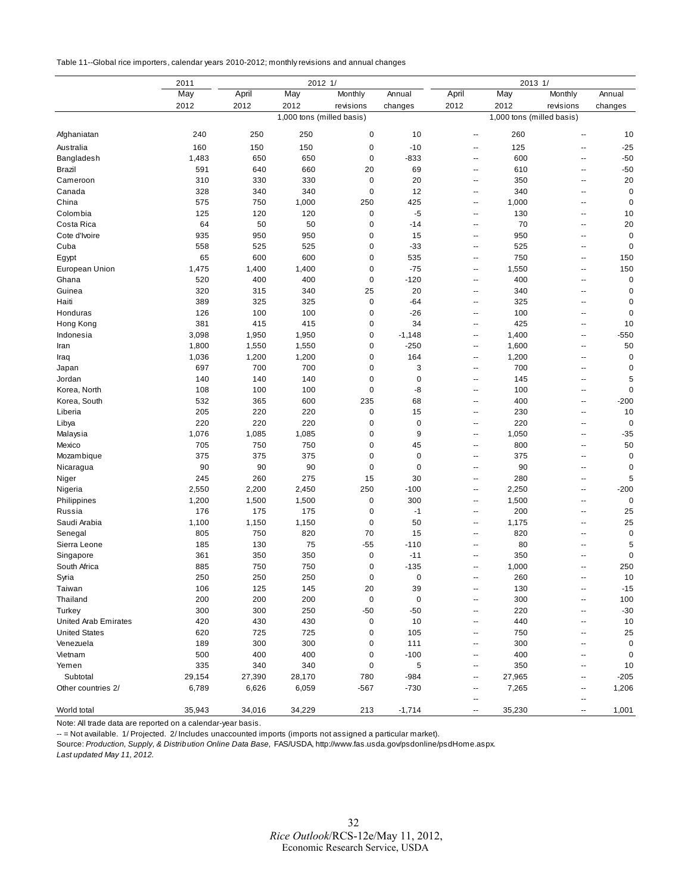Table 11--Global rice importers, calendar years 2010-2012; monthly revisions and annual changes

| | 2011 | 2012 1/ | | | | 2013 1/ | | | |
|---|---|---|---|---|---|---|---|---|---|
| | May 2012 | April 2012 | May 2012 | Monthly revisions | Annual changes | April 2012 | May 2012 | Monthly revisions | Annual changes |
| | | 1,000 tons (milled basis) | | | | 1,000 tons (milled basis) | | | |
| Afghaniatan | 240 | 250 | 250 | 0 | 10 | -- | 260 | -- | 10 |
| Australia | 160 | 150 | 150 | 0 | -10 | -- | 125 | -- | -25 |
| Bangladesh | 1,483 | 650 | 650 | 0 | -833 | -- | 600 | -- | -50 |
| Brazil | 591 | 640 | 660 | 20 | 69 | -- | 610 | -- | -50 |
| Cameroon | 310 | 330 | 330 | 0 | 20 | -- | 350 | -- | 20 |
| Canada | 328 | 340 | 340 | 0 | 12 | -- | 340 | -- | 0 |
| China | 575 | 750 | 1,000 | 250 | 425 | -- | 1,000 | -- | 0 |
| Colombia | 125 | 120 | 120 | 0 | -5 | -- | 130 | -- | 10 |
| Costa Rica | 64 | 50 | 50 | 0 | -14 | -- | 70 | -- | 20 |
| Cote d'Ivoire | 935 | 950 | 950 | 0 | 15 | -- | 950 | -- | 0 |
| Cuba | 558 | 525 | 525 | 0 | -33 | -- | 525 | -- | 0 |
| Egypt | 65 | 600 | 600 | 0 | 535 | -- | 750 | -- | 150 |
| European Union | 1,475 | 1,400 | 1,400 | 0 | -75 | -- | 1,550 | -- | 150 |
| Ghana | 520 | 400 | 400 | 0 | -120 | -- | 400 | -- | 0 |
| Guinea | 320 | 315 | 340 | 25 | 20 | -- | 340 | -- | 0 |
| Haiti | 389 | 325 | 325 | 0 | -64 | -- | 325 | -- | 0 |
| Honduras | 126 | 100 | 100 | 0 | -26 | -- | 100 | -- | 0 |
| Hong Kong | 381 | 415 | 415 | 0 | 34 | -- | 425 | -- | 10 |
| Indonesia | 3,098 | 1,950 | 1,950 | 0 | -1,148 | -- | 1,400 | -- | -550 |
| Iran | 1,800 | 1,550 | 1,550 | 0 | -250 | -- | 1,600 | -- | 50 |
| Iraq | 1,036 | 1,200 | 1,200 | 0 | 164 | -- | 1,200 | -- | 0 |
| Japan | 697 | 700 | 700 | 0 | 3 | -- | 700 | -- | 0 |
| Jordan | 140 | 140 | 140 | 0 | 0 | -- | 145 | -- | 5 |
| Korea, North | 108 | 100 | 100 | 0 | -8 | -- | 100 | -- | 0 |
| Korea, South | 532 | 365 | 600 | 235 | 68 | -- | 400 | -- | -200 |
| Liberia | 205 | 220 | 220 | 0 | 15 | -- | 230 | -- | 10 |
| Libya | 220 | 220 | 220 | 0 | 0 | -- | 220 | -- | 0 |
| Malaysia | 1,076 | 1,085 | 1,085 | 0 | 9 | -- | 1,050 | -- | -35 |
| Mexico | 705 | 750 | 750 | 0 | 45 | -- | 800 | -- | 50 |
| Mozambique | 375 | 375 | 375 | 0 | 0 | -- | 375 | -- | 0 |
| Nicaragua | 90 | 90 | 90 | 0 | 0 | -- | 90 | -- | 0 |
| Niger | 245 | 260 | 275 | 15 | 30 | -- | 280 | -- | 5 |
| Nigeria | 2,550 | 2,200 | 2,450 | 250 | -100 | -- | 2,250 | -- | -200 |
| Philippines | 1,200 | 1,500 | 1,500 | 0 | 300 | -- | 1,500 | -- | 0 |
| Russia | 176 | 175 | 175 | 0 | -1 | -- | 200 | -- | 25 |
| Saudi Arabia | 1,100 | 1,150 | 1,150 | 0 | 50 | -- | 1,175 | -- | 25 |
| Senegal | 805 | 750 | 820 | 70 | 15 | -- | 820 | -- | 0 |
| Sierra Leone | 185 | 130 | 75 | -55 | -110 | -- | 80 | -- | 5 |
| Singapore | 361 | 350 | 350 | 0 | -11 | -- | 350 | -- | 0 |
| South Africa | 885 | 750 | 750 | 0 | -135 | -- | 1,000 | -- | 250 |
| Syria | 250 | 250 | 250 | 0 | 0 | -- | 260 | -- | 10 |
| Taiwan | 106 | 125 | 145 | 20 | 39 | -- | 130 | -- | -15 |
| Thailand | 200 | 200 | 200 | 0 | 0 | -- | 300 | -- | 100 |
| Turkey | 300 | 300 | 250 | -50 | -50 | -- | 220 | -- | -30 |
| United Arab Emirates | 420 | 430 | 430 | 0 | 10 | -- | 440 | -- | 10 |
| United States | 620 | 725 | 725 | 0 | 105 | -- | 750 | -- | 25 |
| Venezuela | 189 | 300 | 300 | 0 | 111 | -- | 300 | -- | 0 |
| Vietnam | 500 | 400 | 400 | 0 | -100 | -- | 400 | -- | 0 |
| Yemen | 335 | 340 | 340 | 0 | 5 | -- | 350 | -- | 10 |
| Subtotal | 29,154 | 27,390 | 28,170 | 780 | -984 | -- | 27,965 | -- | -205 |
| Other countries 2/ | 6,789 | 6,626 | 6,059 | -567 | -730 | -- | 7,265 | -- | 1,206 |
| World total | 35,943 | 34,016 | 34,229 | 213 | -1,714 | -- | 35,230 | -- | 1,001 |

Note: All trade data are reported on a calendar-year basis.

-- = Not available. 1/ Projected. 2/ Includes unaccounted imports (imports not assigned a particular market).

Source: *Production, Supply, & Distribution Online Data Base,* FAS/USDA, http://www.fas.usda.gov/psdonline/psdHome.aspx.

*Last updated May 11, 2012.*